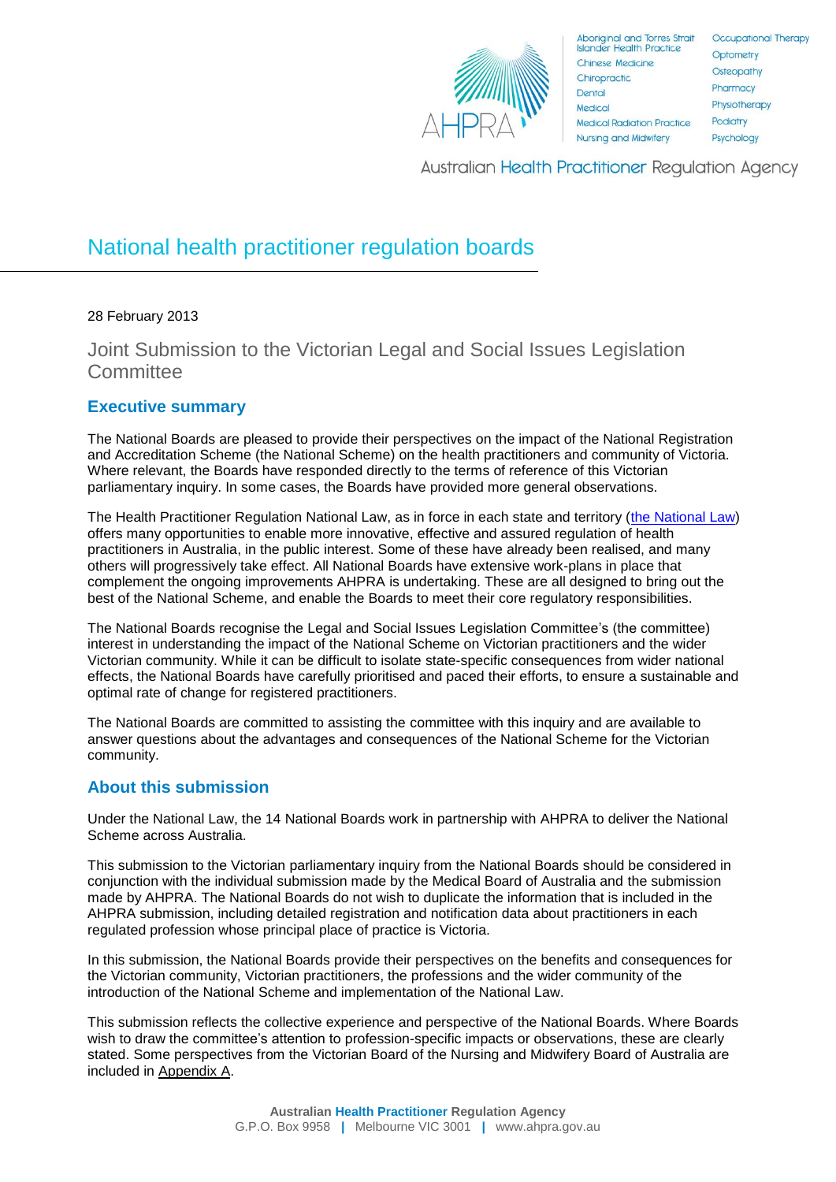# National health practitioner regulation boards

28 February 2013

## Joint Submission to the Victorian Legal and Social Issues Legislation Committee

### Executive summary

The National Boards are pleased to provide their perspectives on the impact of the National Registration and Accreditation Scheme (the National Scheme) on the health practitioners and community of Victoria. Where relevant, the Boards have responded directly to the terms of reference of this Victorian parliamentary inquiry. In some cases, the Boards have provided more general observations.

The Health Practitioner Regulation National Law, as in force in each state and territory (the National Law) offers many opportunities to enable more innovative, effective and assured regulation of health practitioners in Australia, in the public interest. Some of these have already been realised, and many others will progressively take effect. All National Boards have extensive work-plans in place that complement the ongoing improvements AHPRA is undertaking. These are all designed to bring out the best of the National Scheme, and enable the Boards to meet their core regulatory responsibilities.

The National Boards recognise the Legal and Social Issues Legislation Committee's (the committee) interest in understanding the impact of the National Scheme on Victorian practitioners and the wider Victorian community. While it can be difficult to isolate state-specific consequences from wider national effects, the National Boards have carefully prioritised and paced their efforts, to ensure a sustainable and optimal rate of change for registered practitioners.

The National Boards are committed to assisting the committee with this inquiry and are available to answer questions about the advantages and consequences of the National Scheme for the Victorian community.

### About this submission

Under the National Law, the 14 National Boards work in partnership with AHPRA to deliver the National Scheme across Australia.

This submission to the Victorian parliamentary inquiry from the National Boards should be considered in conjunction with the individual submission made by the Medical Board of Australia and the submission made by AHPRA. The National Boards do not wish to duplicate the information that is included in the AHPRA submission, including detailed registration and notification data about practitioners in each regulated profession whose principal place of practice is Victoria.

In this submission, the National Boards provide their perspectives on the benefits and consequences for the Victorian community, Victorian practitioners, the professions and the wider community of the introduction of the National Scheme and implementation of the National Law.

This submission reflects the collective experience and perspective of the National Boards. Where Boards wish to draw the committee's attention to profession-specific impacts or observations, these are clearly stated. Some perspectives from the Victorian Board of the Nursing and Midwifery Board of Australia are included in Appendix A.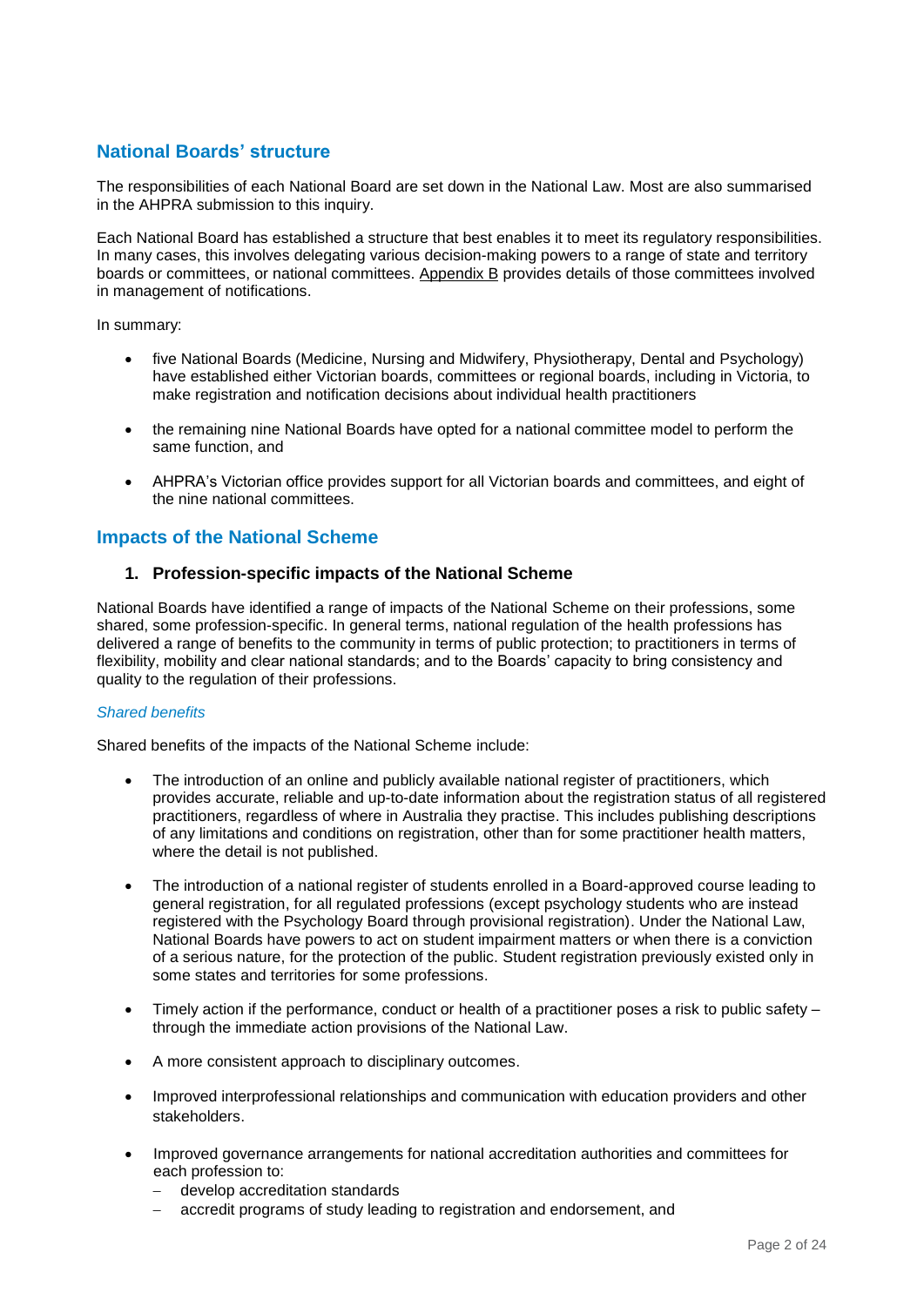## National Boards' structure

The responsibilities of each National Board are set down in the National Law. Most are also summarised in the AHPRA submission to this inquiry.

Each National Board has established a structure that best enables it to meet its regulatory responsibilities. In many cases, this involves delegating various decision-making powers to a range of state and territory boards or committees, or national committees. Appendix B provides details of those committees involved in management of notifications.

In summary:

- five National Boards (Medicine, Nursing and Midwifery, Physiotherapy, Dental and Psychology) have established either Victorian boards, committees or regional boards, including in Victoria, to make registration and notification decisions about individual health practitioners
- the remaining nine National Boards have opted for a national committee model to perform the same function, and
- AHPRA's Victorian office provides support for all Victorian boards and committees, and eight of the nine national committees.

## Impacts of the National Scheme

### 1. Profession-specific impacts of the National Scheme

National Boards have identified a range of impacts of the National Scheme on their professions, some shared, some profession-specific. In general terms, national regulation of the health professions has delivered a range of benefits to the community in terms of public protection; to practitioners in terms of flexibility, mobility and clear national standards; and to the Boards' capacity to bring consistency and quality to the regulation of their professions.

*Shared benefits*

Shared benefits of the impacts of the National Scheme include:

- The introduction of an online and publicly available national register of practitioners, which provides accurate, reliable and up-to-date information about the registration status of all registered practitioners, regardless of where in Australia they practise. This includes publishing descriptions of any limitations and conditions on registration, other than for some practitioner health matters, where the detail is not published.
- The introduction of a national register of students enrolled in a Board-approved course leading to general registration, for all regulated professions (except psychology students who are instead registered with the Psychology Board through provisional registration). Under the National Law, National Boards have powers to act on student impairment matters or when there is a conviction of a serious nature, for the protection of the public. Student registration previously existed only in some states and territories for some professions.
- Timely action if the performance, conduct or health of a practitioner poses a risk to public safety – through the immediate action provisions of the National Law.
- A more consistent approach to disciplinary outcomes.
- Improved interprofessional relationships and communication with education providers and other stakeholders.
- Improved governance arrangements for national accreditation authorities and committees for each profession to:
  - develop accreditation standards
  - accredit programs of study leading to registration and endorsement, and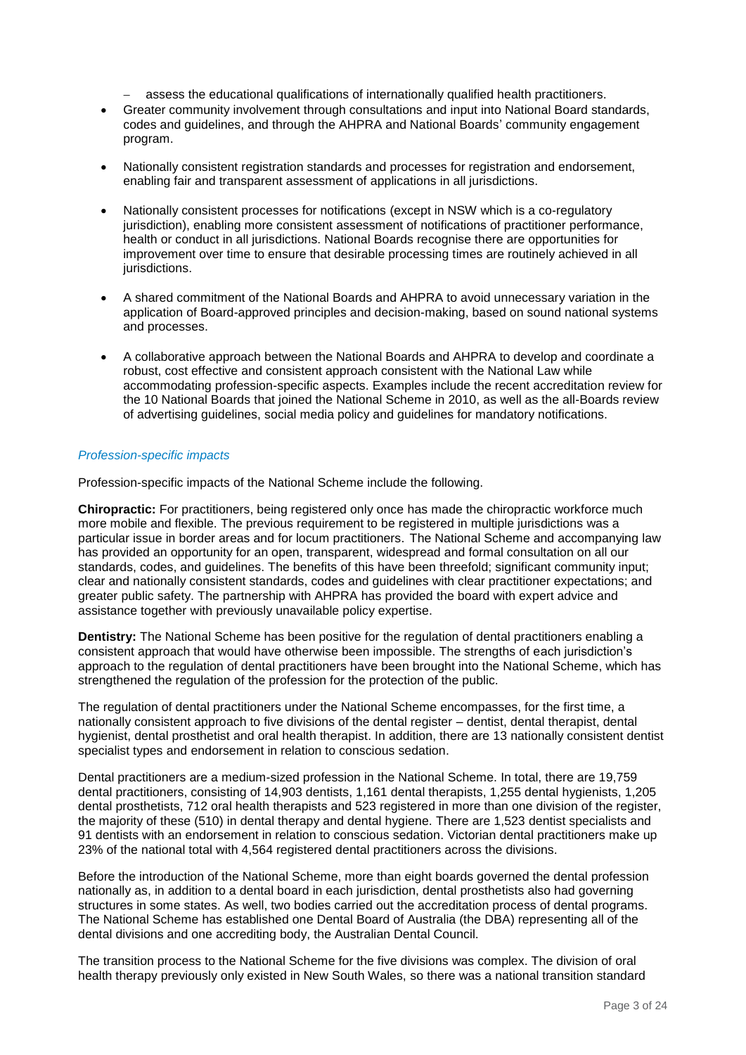- assess the educational qualifications of internationally qualified health practitioners.

- Greater community involvement through consultations and input into National Board standards, codes and guidelines, and through the AHPRA and National Boards' community engagement program.

- Nationally consistent registration standards and processes for registration and endorsement, enabling fair and transparent assessment of applications in all jurisdictions.

- Nationally consistent processes for notifications (except in NSW which is a co-regulatory jurisdiction), enabling more consistent assessment of notifications of practitioner performance, health or conduct in all jurisdictions. National Boards recognise there are opportunities for improvement over time to ensure that desirable processing times are routinely achieved in all jurisdictions.

- A shared commitment of the National Boards and AHPRA to avoid unnecessary variation in the application of Board-approved principles and decision-making, based on sound national systems and processes.

- A collaborative approach between the National Boards and AHPRA to develop and coordinate a robust, cost effective and consistent approach consistent with the National Law while accommodating profession-specific aspects. Examples include the recent accreditation review for the 10 National Boards that joined the National Scheme in 2010, as well as the all-Boards review of advertising guidelines, social media policy and guidelines for mandatory notifications.

### *Profession-specific impacts*

Profession-specific impacts of the National Scheme include the following.

**Chiropractic:** For practitioners, being registered only once has made the chiropractic workforce much more mobile and flexible. The previous requirement to be registered in multiple jurisdictions was a particular issue in border areas and for locum practitioners. The National Scheme and accompanying law has provided an opportunity for an open, transparent, widespread and formal consultation on all our standards, codes, and guidelines. The benefits of this have been threefold; significant community input; clear and nationally consistent standards, codes and guidelines with clear practitioner expectations; and greater public safety. The partnership with AHPRA has provided the board with expert advice and assistance together with previously unavailable policy expertise.

**Dentistry:** The National Scheme has been positive for the regulation of dental practitioners enabling a consistent approach that would have otherwise been impossible. The strengths of each jurisdiction's approach to the regulation of dental practitioners have been brought into the National Scheme, which has strengthened the regulation of the profession for the protection of the public.

The regulation of dental practitioners under the National Scheme encompasses, for the first time, a nationally consistent approach to five divisions of the dental register – dentist, dental therapist, dental hygienist, dental prosthetist and oral health therapist. In addition, there are 13 nationally consistent dentist specialist types and endorsement in relation to conscious sedation.

Dental practitioners are a medium-sized profession in the National Scheme. In total, there are 19,759 dental practitioners, consisting of 14,903 dentists, 1,161 dental therapists, 1,255 dental hygienists, 1,205 dental prosthetists, 712 oral health therapists and 523 registered in more than one division of the register, the majority of these (510) in dental therapy and dental hygiene. There are 1,523 dentist specialists and 91 dentists with an endorsement in relation to conscious sedation. Victorian dental practitioners make up 23% of the national total with 4,564 registered dental practitioners across the divisions.

Before the introduction of the National Scheme, more than eight boards governed the dental profession nationally as, in addition to a dental board in each jurisdiction, dental prosthetists also had governing structures in some states. As well, two bodies carried out the accreditation process of dental programs. The National Scheme has established one Dental Board of Australia (the DBA) representing all of the dental divisions and one accrediting body, the Australian Dental Council.

The transition process to the National Scheme for the five divisions was complex. The division of oral health therapy previously only existed in New South Wales, so there was a national transition standard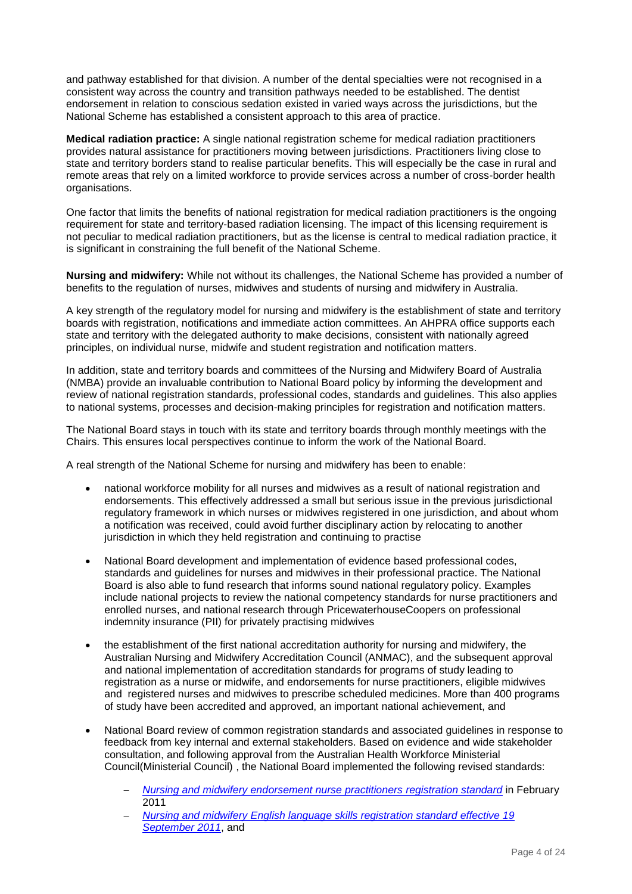and pathway established for that division. A number of the dental specialties were not recognised in a consistent way across the country and transition pathways needed to be established. The dentist endorsement in relation to conscious sedation existed in varied ways across the jurisdictions, but the National Scheme has established a consistent approach to this area of practice.

**Medical radiation practice:** A single national registration scheme for medical radiation practitioners provides natural assistance for practitioners moving between jurisdictions. Practitioners living close to state and territory borders stand to realise particular benefits. This will especially be the case in rural and remote areas that rely on a limited workforce to provide services across a number of cross-border health organisations.

One factor that limits the benefits of national registration for medical radiation practitioners is the ongoing requirement for state and territory-based radiation licensing. The impact of this licensing requirement is not peculiar to medical radiation practitioners, but as the license is central to medical radiation practice, it is significant in constraining the full benefit of the National Scheme.

**Nursing and midwifery:** While not without its challenges, the National Scheme has provided a number of benefits to the regulation of nurses, midwives and students of nursing and midwifery in Australia.

A key strength of the regulatory model for nursing and midwifery is the establishment of state and territory boards with registration, notifications and immediate action committees. An AHPRA office supports each state and territory with the delegated authority to make decisions, consistent with nationally agreed principles, on individual nurse, midwife and student registration and notification matters.

In addition, state and territory boards and committees of the Nursing and Midwifery Board of Australia (NMBA) provide an invaluable contribution to National Board policy by informing the development and review of national registration standards, professional codes, standards and guidelines. This also applies to national systems, processes and decision-making principles for registration and notification matters.

The National Board stays in touch with its state and territory boards through monthly meetings with the Chairs. This ensures local perspectives continue to inform the work of the National Board.

A real strength of the National Scheme for nursing and midwifery has been to enable:

- national workforce mobility for all nurses and midwives as a result of national registration and endorsements. This effectively addressed a small but serious issue in the previous jurisdictional regulatory framework in which nurses or midwives registered in one jurisdiction, and about whom a notification was received, could avoid further disciplinary action by relocating to another jurisdiction in which they held registration and continuing to practise
- National Board development and implementation of evidence based professional codes, standards and guidelines for nurses and midwives in their professional practice. The National Board is also able to fund research that informs sound national regulatory policy. Examples include national projects to review the national competency standards for nurse practitioners and enrolled nurses, and national research through PricewaterhouseCoopers on professional indemnity insurance (PII) for privately practising midwives
- the establishment of the first national accreditation authority for nursing and midwifery, the Australian Nursing and Midwifery Accreditation Council (ANMAC), and the subsequent approval and national implementation of accreditation standards for programs of study leading to registration as a nurse or midwife, and endorsements for nurse practitioners, eligible midwives and registered nurses and midwives to prescribe scheduled medicines. More than 400 programs of study have been accredited and approved, an important national achievement, and
- National Board review of common registration standards and associated guidelines in response to feedback from key internal and external stakeholders. Based on evidence and wide stakeholder consultation, and following approval from the Australian Health Workforce Ministerial Council(Ministerial Council) , the National Board implemented the following revised standards:
  - *Nursing and midwifery endorsement nurse practitioners registration standard* in February 2011
  - *Nursing and midwifery English language skills registration standard effective 19 September 2011*, and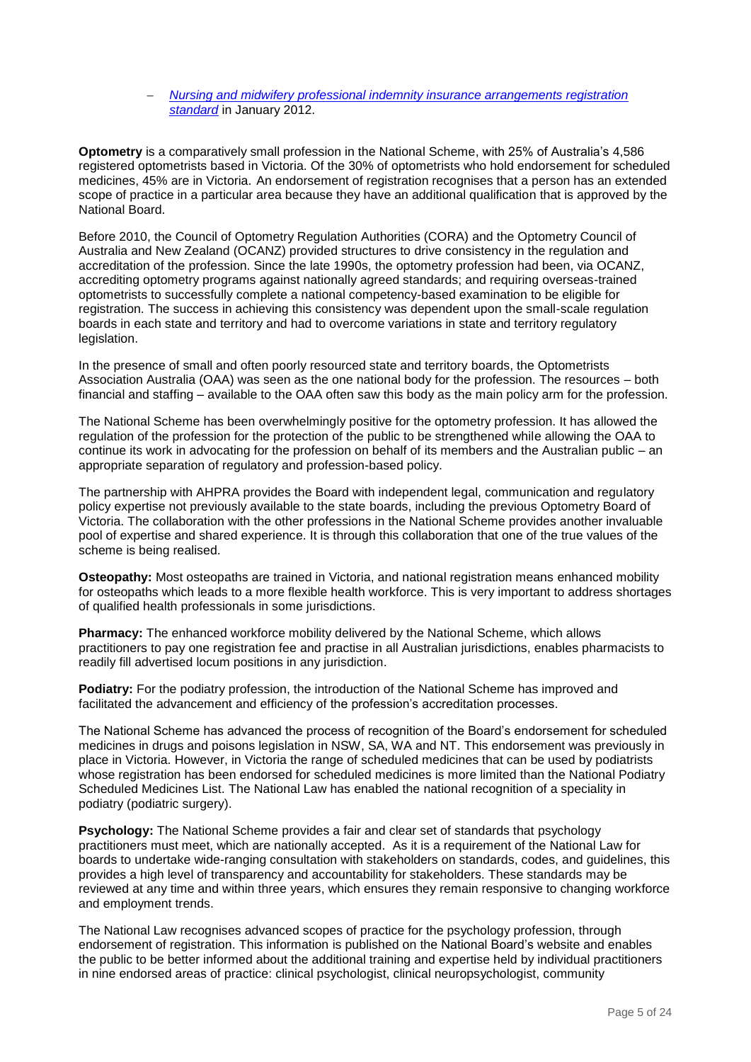- *Nursing and midwifery professional indemnity insurance arrangements registration standard* in January 2012.

**Optometry** is a comparatively small profession in the National Scheme, with 25% of Australia's 4,586 registered optometrists based in Victoria. Of the 30% of optometrists who hold endorsement for scheduled medicines, 45% are in Victoria. An endorsement of registration recognises that a person has an extended scope of practice in a particular area because they have an additional qualification that is approved by the National Board.

Before 2010, the Council of Optometry Regulation Authorities (CORA) and the Optometry Council of Australia and New Zealand (OCANZ) provided structures to drive consistency in the regulation and accreditation of the profession. Since the late 1990s, the optometry profession had been, via OCANZ, accrediting optometry programs against nationally agreed standards; and requiring overseas-trained optometrists to successfully complete a national competency-based examination to be eligible for registration. The success in achieving this consistency was dependent upon the small-scale regulation boards in each state and territory and had to overcome variations in state and territory regulatory legislation.

In the presence of small and often poorly resourced state and territory boards, the Optometrists Association Australia (OAA) was seen as the one national body for the profession. The resources – both financial and staffing – available to the OAA often saw this body as the main policy arm for the profession.

The National Scheme has been overwhelmingly positive for the optometry profession. It has allowed the regulation of the profession for the protection of the public to be strengthened while allowing the OAA to continue its work in advocating for the profession on behalf of its members and the Australian public – an appropriate separation of regulatory and profession-based policy.

The partnership with AHPRA provides the Board with independent legal, communication and regulatory policy expertise not previously available to the state boards, including the previous Optometry Board of Victoria. The collaboration with the other professions in the National Scheme provides another invaluable pool of expertise and shared experience. It is through this collaboration that one of the true values of the scheme is being realised.

**Osteopathy:** Most osteopaths are trained in Victoria, and national registration means enhanced mobility for osteopaths which leads to a more flexible health workforce. This is very important to address shortages of qualified health professionals in some jurisdictions.

**Pharmacy:** The enhanced workforce mobility delivered by the National Scheme, which allows practitioners to pay one registration fee and practise in all Australian jurisdictions, enables pharmacists to readily fill advertised locum positions in any jurisdiction.

**Podiatry:** For the podiatry profession, the introduction of the National Scheme has improved and facilitated the advancement and efficiency of the profession's accreditation processes.

The National Scheme has advanced the process of recognition of the Board's endorsement for scheduled medicines in drugs and poisons legislation in NSW, SA, WA and NT. This endorsement was previously in place in Victoria. However, in Victoria the range of scheduled medicines that can be used by podiatrists whose registration has been endorsed for scheduled medicines is more limited than the National Podiatry Scheduled Medicines List. The National Law has enabled the national recognition of a speciality in podiatry (podiatric surgery).

**Psychology:** The National Scheme provides a fair and clear set of standards that psychology practitioners must meet, which are nationally accepted. As it is a requirement of the National Law for boards to undertake wide-ranging consultation with stakeholders on standards, codes, and guidelines, this provides a high level of transparency and accountability for stakeholders. These standards may be reviewed at any time and within three years, which ensures they remain responsive to changing workforce and employment trends.

The National Law recognises advanced scopes of practice for the psychology profession, through endorsement of registration. This information is published on the National Board's website and enables the public to be better informed about the additional training and expertise held by individual practitioners in nine endorsed areas of practice: clinical psychologist, clinical neuropsychologist, community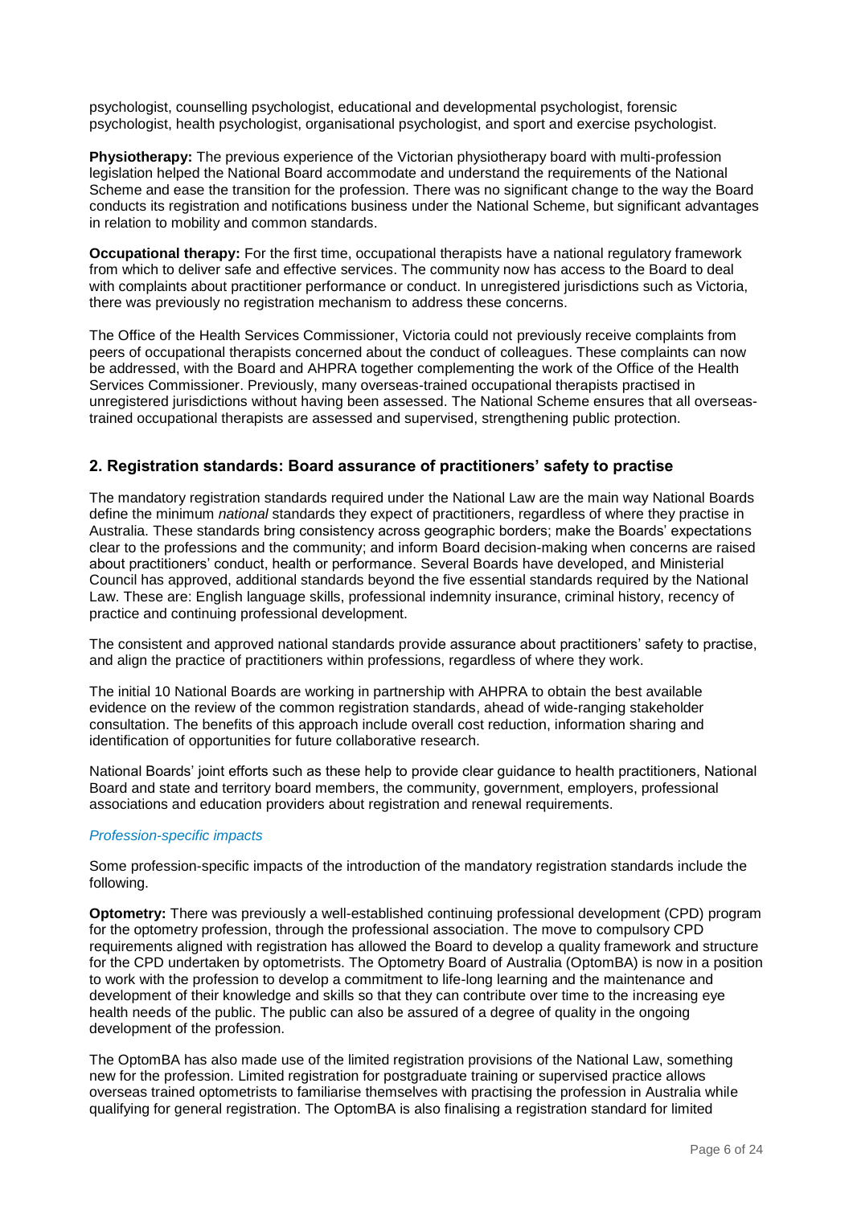psychologist, counselling psychologist, educational and developmental psychologist, forensic psychologist, health psychologist, organisational psychologist, and sport and exercise psychologist.

**Physiotherapy:** The previous experience of the Victorian physiotherapy board with multi-profession legislation helped the National Board accommodate and understand the requirements of the National Scheme and ease the transition for the profession. There was no significant change to the way the Board conducts its registration and notifications business under the National Scheme, but significant advantages in relation to mobility and common standards.

**Occupational therapy:** For the first time, occupational therapists have a national regulatory framework from which to deliver safe and effective services. The community now has access to the Board to deal with complaints about practitioner performance or conduct. In unregistered jurisdictions such as Victoria, there was previously no registration mechanism to address these concerns.

The Office of the Health Services Commissioner, Victoria could not previously receive complaints from peers of occupational therapists concerned about the conduct of colleagues. These complaints can now be addressed, with the Board and AHPRA together complementing the work of the Office of the Health Services Commissioner. Previously, many overseas-trained occupational therapists practised in unregistered jurisdictions without having been assessed. The National Scheme ensures that all overseas-trained occupational therapists are assessed and supervised, strengthening public protection.

## 2. Registration standards: Board assurance of practitioners' safety to practise

The mandatory registration standards required under the National Law are the main way National Boards define the minimum *national* standards they expect of practitioners, regardless of where they practise in Australia. These standards bring consistency across geographic borders; make the Boards' expectations clear to the professions and the community; and inform Board decision-making when concerns are raised about practitioners' conduct, health or performance. Several Boards have developed, and Ministerial Council has approved, additional standards beyond the five essential standards required by the National Law. These are: English language skills, professional indemnity insurance, criminal history, recency of practice and continuing professional development.

The consistent and approved national standards provide assurance about practitioners' safety to practise, and align the practice of practitioners within professions, regardless of where they work.

The initial 10 National Boards are working in partnership with AHPRA to obtain the best available evidence on the review of the common registration standards, ahead of wide-ranging stakeholder consultation. The benefits of this approach include overall cost reduction, information sharing and identification of opportunities for future collaborative research.

National Boards' joint efforts such as these help to provide clear guidance to health practitioners, National Board and state and territory board members, the community, government, employers, professional associations and education providers about registration and renewal requirements.

### *Profession-specific impacts*

Some profession-specific impacts of the introduction of the mandatory registration standards include the following.

**Optometry:** There was previously a well-established continuing professional development (CPD) program for the optometry profession, through the professional association. The move to compulsory CPD requirements aligned with registration has allowed the Board to develop a quality framework and structure for the CPD undertaken by optometrists. The Optometry Board of Australia (OptomBA) is now in a position to work with the profession to develop a commitment to life-long learning and the maintenance and development of their knowledge and skills so that they can contribute over time to the increasing eye health needs of the public. The public can also be assured of a degree of quality in the ongoing development of the profession.

The OptomBA has also made use of the limited registration provisions of the National Law, something new for the profession. Limited registration for postgraduate training or supervised practice allows overseas trained optometrists to familiarise themselves with practising the profession in Australia while qualifying for general registration. The OptomBA is also finalising a registration standard for limited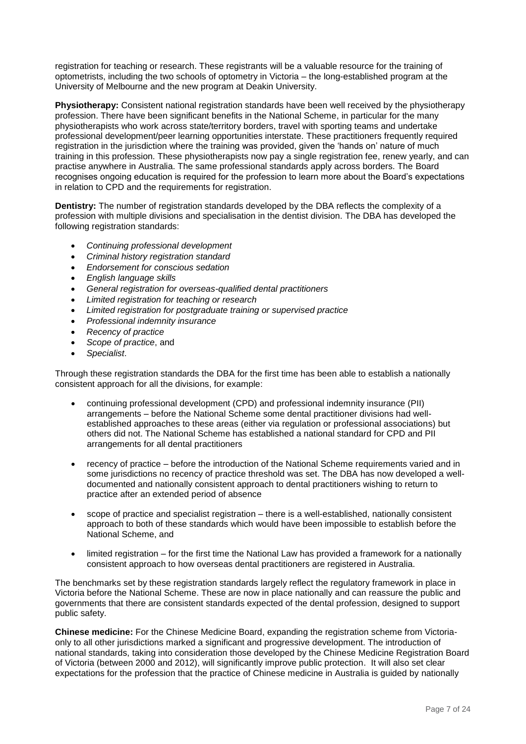registration for teaching or research. These registrants will be a valuable resource for the training of optometrists, including the two schools of optometry in Victoria – the long-established program at the University of Melbourne and the new program at Deakin University.

**Physiotherapy:** Consistent national registration standards have been well received by the physiotherapy profession. There have been significant benefits in the National Scheme, in particular for the many physiotherapists who work across state/territory borders, travel with sporting teams and undertake professional development/peer learning opportunities interstate. These practitioners frequently required registration in the jurisdiction where the training was provided, given the 'hands on' nature of much training in this profession. These physiotherapists now pay a single registration fee, renew yearly, and can practise anywhere in Australia. The same professional standards apply across borders. The Board recognises ongoing education is required for the profession to learn more about the Board's expectations in relation to CPD and the requirements for registration.

**Dentistry:** The number of registration standards developed by the DBA reflects the complexity of a profession with multiple divisions and specialisation in the dentist division. The DBA has developed the following registration standards:

- *Continuing professional development*
- *Criminal history registration standard*
- *Endorsement for conscious sedation*
- *English language skills*
- *General registration for overseas-qualified dental practitioners*
- *Limited registration for teaching or research*
- *Limited registration for postgraduate training or supervised practice*
- *Professional indemnity insurance*
- *Recency of practice*
- *Scope of practice*, and
- *Specialist*.

Through these registration standards the DBA for the first time has been able to establish a nationally consistent approach for all the divisions, for example:

- continuing professional development (CPD) and professional indemnity insurance (PII) arrangements – before the National Scheme some dental practitioner divisions had well-established approaches to these areas (either via regulation or professional associations) but others did not. The National Scheme has established a national standard for CPD and PII arrangements for all dental practitioners
- recency of practice – before the introduction of the National Scheme requirements varied and in some jurisdictions no recency of practice threshold was set. The DBA has now developed a well-documented and nationally consistent approach to dental practitioners wishing to return to practice after an extended period of absence
- scope of practice and specialist registration – there is a well-established, nationally consistent approach to both of these standards which would have been impossible to establish before the National Scheme, and
- limited registration – for the first time the National Law has provided a framework for a nationally consistent approach to how overseas dental practitioners are registered in Australia.

The benchmarks set by these registration standards largely reflect the regulatory framework in place in Victoria before the National Scheme. These are now in place nationally and can reassure the public and governments that there are consistent standards expected of the dental profession, designed to support public safety.

**Chinese medicine:** For the Chinese Medicine Board, expanding the registration scheme from Victoria-only to all other jurisdictions marked a significant and progressive development. The introduction of national standards, taking into consideration those developed by the Chinese Medicine Registration Board of Victoria (between 2000 and 2012), will significantly improve public protection. It will also set clear expectations for the profession that the practice of Chinese medicine in Australia is guided by nationally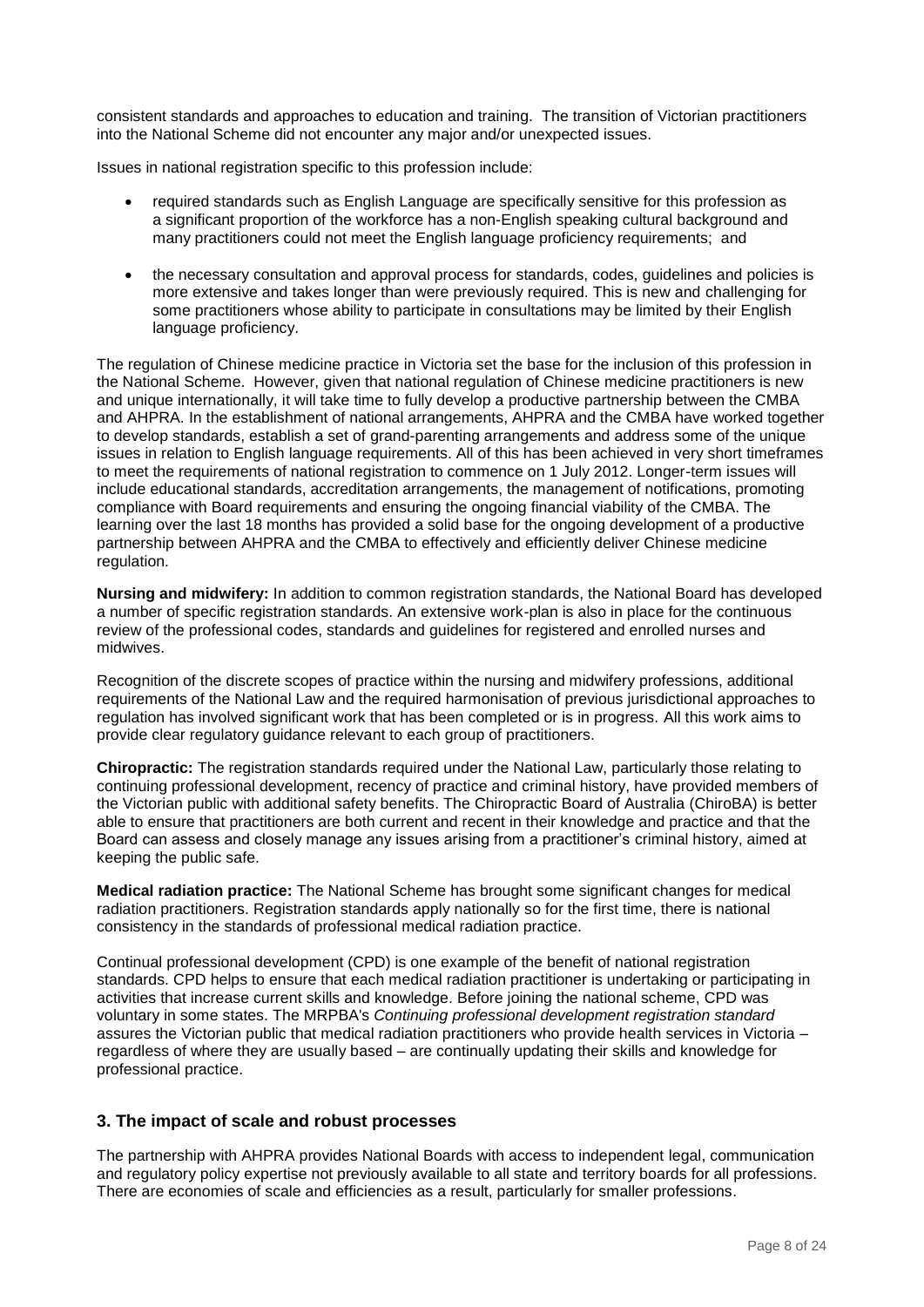consistent standards and approaches to education and training. The transition of Victorian practitioners into the National Scheme did not encounter any major and/or unexpected issues.

Issues in national registration specific to this profession include:

- required standards such as English Language are specifically sensitive for this profession as a significant proportion of the workforce has a non-English speaking cultural background and many practitioners could not meet the English language proficiency requirements; and
- the necessary consultation and approval process for standards, codes, guidelines and policies is more extensive and takes longer than were previously required. This is new and challenging for some practitioners whose ability to participate in consultations may be limited by their English language proficiency.

The regulation of Chinese medicine practice in Victoria set the base for the inclusion of this profession in the National Scheme. However, given that national regulation of Chinese medicine practitioners is new and unique internationally, it will take time to fully develop a productive partnership between the CMBA and AHPRA. In the establishment of national arrangements, AHPRA and the CMBA have worked together to develop standards, establish a set of grand-parenting arrangements and address some of the unique issues in relation to English language requirements. All of this has been achieved in very short timeframes to meet the requirements of national registration to commence on 1 July 2012. Longer-term issues will include educational standards, accreditation arrangements, the management of notifications, promoting compliance with Board requirements and ensuring the ongoing financial viability of the CMBA. The learning over the last 18 months has provided a solid base for the ongoing development of a productive partnership between AHPRA and the CMBA to effectively and efficiently deliver Chinese medicine regulation.

**Nursing and midwifery:** In addition to common registration standards, the National Board has developed a number of specific registration standards. An extensive work-plan is also in place for the continuous review of the professional codes, standards and guidelines for registered and enrolled nurses and midwives.

Recognition of the discrete scopes of practice within the nursing and midwifery professions, additional requirements of the National Law and the required harmonisation of previous jurisdictional approaches to regulation has involved significant work that has been completed or is in progress. All this work aims to provide clear regulatory guidance relevant to each group of practitioners.

**Chiropractic:** The registration standards required under the National Law, particularly those relating to continuing professional development, recency of practice and criminal history, have provided members of the Victorian public with additional safety benefits. The Chiropractic Board of Australia (ChiroBA) is better able to ensure that practitioners are both current and recent in their knowledge and practice and that the Board can assess and closely manage any issues arising from a practitioner's criminal history, aimed at keeping the public safe.

**Medical radiation practice:** The National Scheme has brought some significant changes for medical radiation practitioners. Registration standards apply nationally so for the first time, there is national consistency in the standards of professional medical radiation practice.

Continual professional development (CPD) is one example of the benefit of national registration standards. CPD helps to ensure that each medical radiation practitioner is undertaking or participating in activities that increase current skills and knowledge. Before joining the national scheme, CPD was voluntary in some states. The MRPBA's *Continuing professional development registration standard* assures the Victorian public that medical radiation practitioners who provide health services in Victoria – regardless of where they are usually based – are continually updating their skills and knowledge for professional practice.

## 3. The impact of scale and robust processes

The partnership with AHPRA provides National Boards with access to independent legal, communication and regulatory policy expertise not previously available to all state and territory boards for all professions. There are economies of scale and efficiencies as a result, particularly for smaller professions.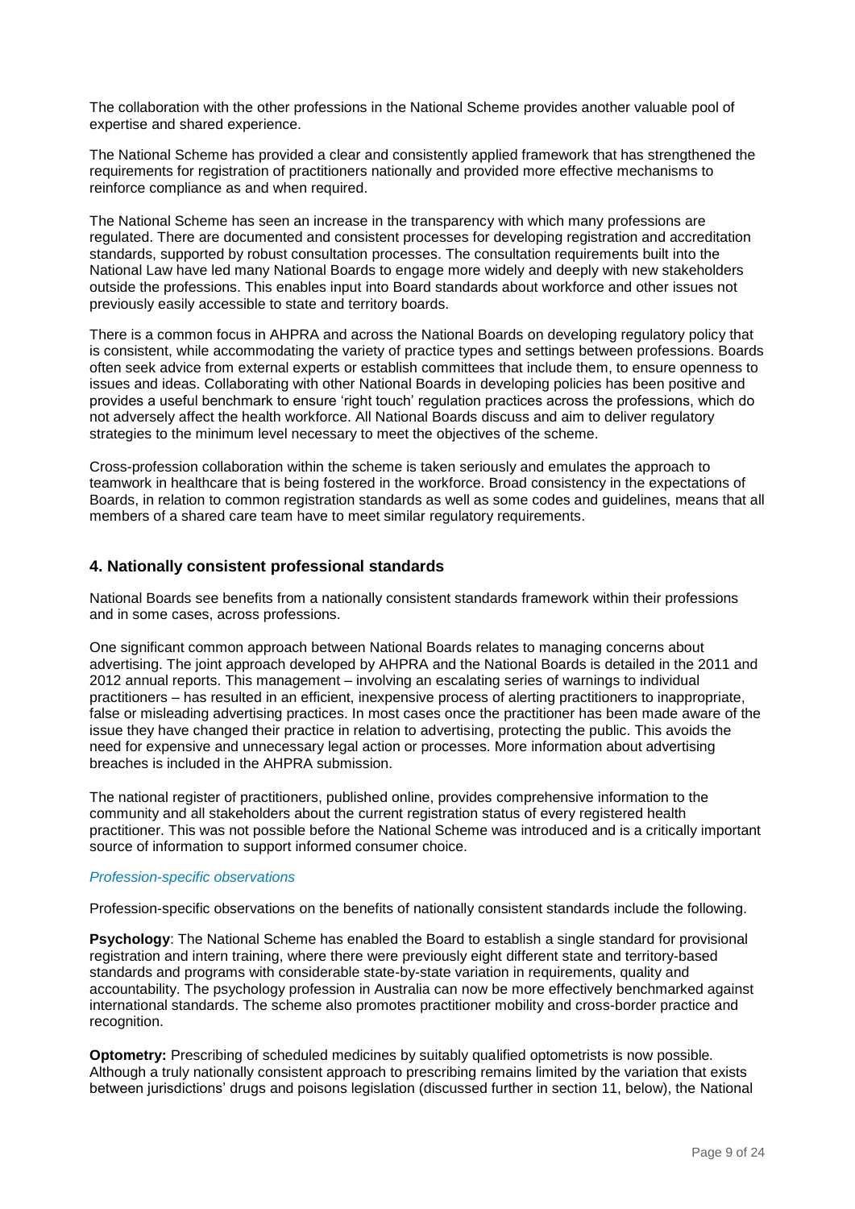The collaboration with the other professions in the National Scheme provides another valuable pool of expertise and shared experience.

The National Scheme has provided a clear and consistently applied framework that has strengthened the requirements for registration of practitioners nationally and provided more effective mechanisms to reinforce compliance as and when required.

The National Scheme has seen an increase in the transparency with which many professions are regulated. There are documented and consistent processes for developing registration and accreditation standards, supported by robust consultation processes. The consultation requirements built into the National Law have led many National Boards to engage more widely and deeply with new stakeholders outside the professions. This enables input into Board standards about workforce and other issues not previously easily accessible to state and territory boards.

There is a common focus in AHPRA and across the National Boards on developing regulatory policy that is consistent, while accommodating the variety of practice types and settings between professions. Boards often seek advice from external experts or establish committees that include them, to ensure openness to issues and ideas. Collaborating with other National Boards in developing policies has been positive and provides a useful benchmark to ensure 'right touch' regulation practices across the professions, which do not adversely affect the health workforce. All National Boards discuss and aim to deliver regulatory strategies to the minimum level necessary to meet the objectives of the scheme.

Cross-profession collaboration within the scheme is taken seriously and emulates the approach to teamwork in healthcare that is being fostered in the workforce. Broad consistency in the expectations of Boards, in relation to common registration standards as well as some codes and guidelines, means that all members of a shared care team have to meet similar regulatory requirements.

## 4. Nationally consistent professional standards

National Boards see benefits from a nationally consistent standards framework within their professions and in some cases, across professions.

One significant common approach between National Boards relates to managing concerns about advertising. The joint approach developed by AHPRA and the National Boards is detailed in the 2011 and 2012 annual reports. This management – involving an escalating series of warnings to individual practitioners – has resulted in an efficient, inexpensive process of alerting practitioners to inappropriate, false or misleading advertising practices. In most cases once the practitioner has been made aware of the issue they have changed their practice in relation to advertising, protecting the public. This avoids the need for expensive and unnecessary legal action or processes. More information about advertising breaches is included in the AHPRA submission.

The national register of practitioners, published online, provides comprehensive information to the community and all stakeholders about the current registration status of every registered health practitioner. This was not possible before the National Scheme was introduced and is a critically important source of information to support informed consumer choice.

*Profession-specific observations*

Profession-specific observations on the benefits of nationally consistent standards include the following.

**Psychology**: The National Scheme has enabled the Board to establish a single standard for provisional registration and intern training, where there were previously eight different state and territory-based standards and programs with considerable state-by-state variation in requirements, quality and accountability. The psychology profession in Australia can now be more effectively benchmarked against international standards. The scheme also promotes practitioner mobility and cross-border practice and recognition.

**Optometry:** Prescribing of scheduled medicines by suitably qualified optometrists is now possible. Although a truly nationally consistent approach to prescribing remains limited by the variation that exists between jurisdictions' drugs and poisons legislation (discussed further in section 11, below), the National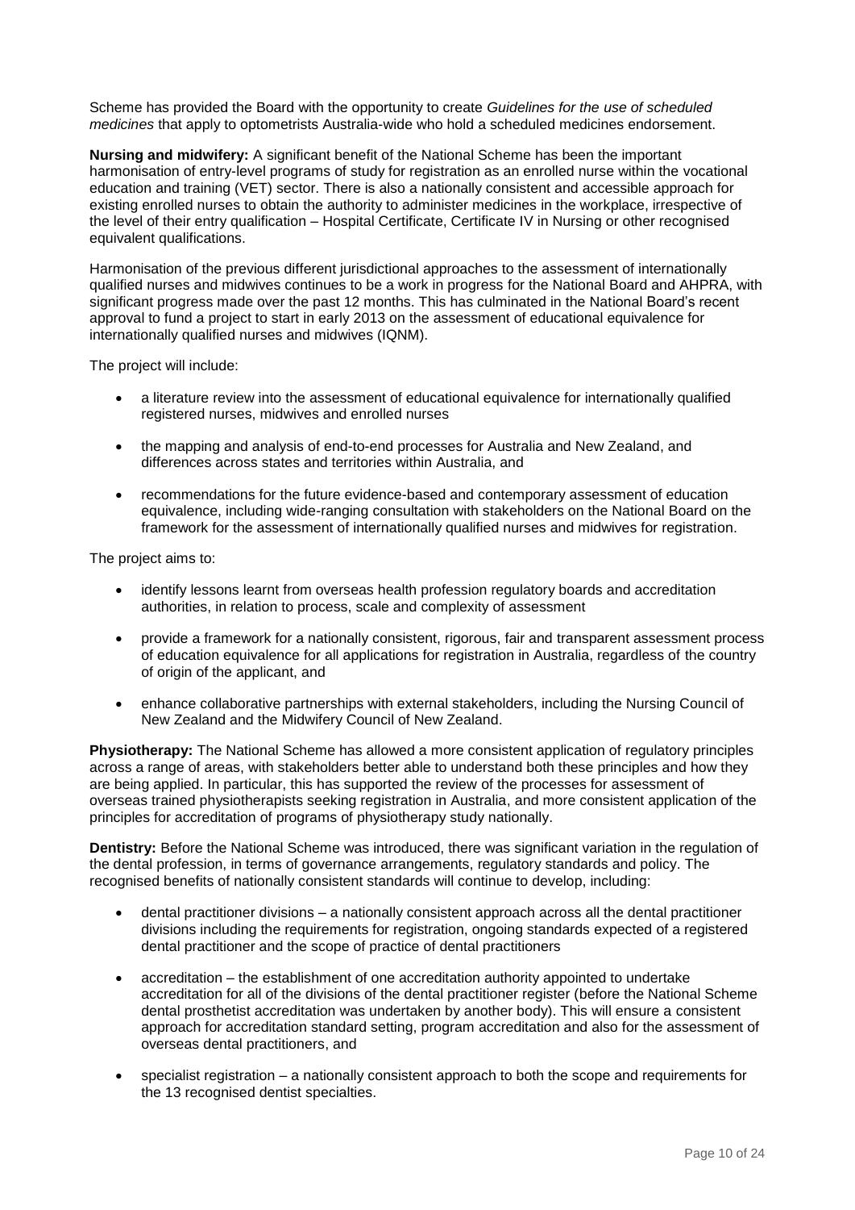Scheme has provided the Board with the opportunity to create *Guidelines for the use of scheduled medicines* that apply to optometrists Australia-wide who hold a scheduled medicines endorsement.

**Nursing and midwifery:** A significant benefit of the National Scheme has been the important harmonisation of entry-level programs of study for registration as an enrolled nurse within the vocational education and training (VET) sector. There is also a nationally consistent and accessible approach for existing enrolled nurses to obtain the authority to administer medicines in the workplace, irrespective of the level of their entry qualification – Hospital Certificate, Certificate IV in Nursing or other recognised equivalent qualifications.

Harmonisation of the previous different jurisdictional approaches to the assessment of internationally qualified nurses and midwives continues to be a work in progress for the National Board and AHPRA, with significant progress made over the past 12 months. This has culminated in the National Board's recent approval to fund a project to start in early 2013 on the assessment of educational equivalence for internationally qualified nurses and midwives (IQNM).

The project will include:

- a literature review into the assessment of educational equivalence for internationally qualified registered nurses, midwives and enrolled nurses
- the mapping and analysis of end-to-end processes for Australia and New Zealand, and differences across states and territories within Australia, and
- recommendations for the future evidence-based and contemporary assessment of education equivalence, including wide-ranging consultation with stakeholders on the National Board on the framework for the assessment of internationally qualified nurses and midwives for registration.

The project aims to:

- identify lessons learnt from overseas health profession regulatory boards and accreditation authorities, in relation to process, scale and complexity of assessment
- provide a framework for a nationally consistent, rigorous, fair and transparent assessment process of education equivalence for all applications for registration in Australia, regardless of the country of origin of the applicant, and
- enhance collaborative partnerships with external stakeholders, including the Nursing Council of New Zealand and the Midwifery Council of New Zealand.

**Physiotherapy:** The National Scheme has allowed a more consistent application of regulatory principles across a range of areas, with stakeholders better able to understand both these principles and how they are being applied. In particular, this has supported the review of the processes for assessment of overseas trained physiotherapists seeking registration in Australia, and more consistent application of the principles for accreditation of programs of physiotherapy study nationally.

**Dentistry:** Before the National Scheme was introduced, there was significant variation in the regulation of the dental profession, in terms of governance arrangements, regulatory standards and policy. The recognised benefits of nationally consistent standards will continue to develop, including:

- dental practitioner divisions – a nationally consistent approach across all the dental practitioner divisions including the requirements for registration, ongoing standards expected of a registered dental practitioner and the scope of practice of dental practitioners
- accreditation – the establishment of one accreditation authority appointed to undertake accreditation for all of the divisions of the dental practitioner register (before the National Scheme dental prosthetist accreditation was undertaken by another body). This will ensure a consistent approach for accreditation standard setting, program accreditation and also for the assessment of overseas dental practitioners, and
- specialist registration – a nationally consistent approach to both the scope and requirements for the 13 recognised dentist specialties.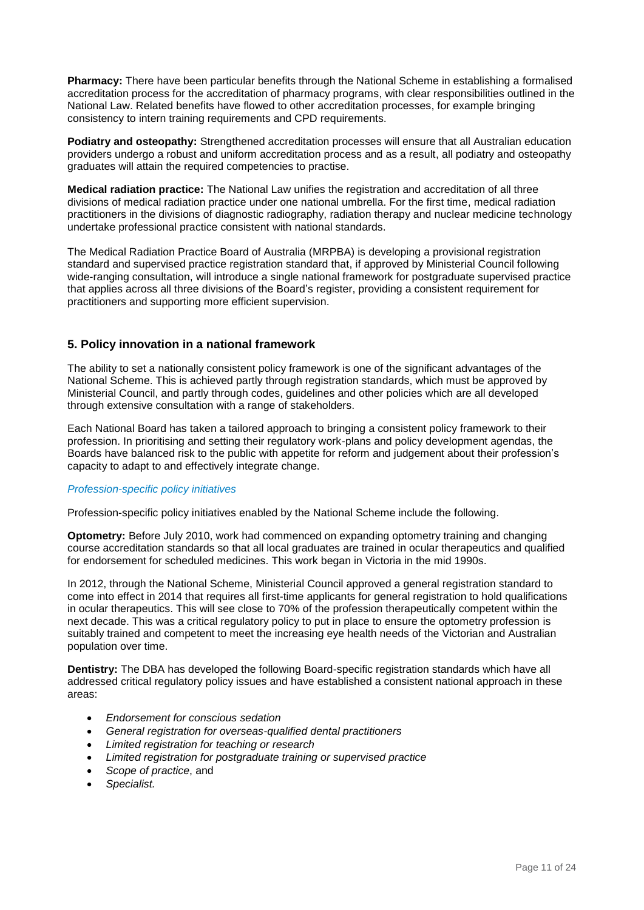**Pharmacy:** There have been particular benefits through the National Scheme in establishing a formalised accreditation process for the accreditation of pharmacy programs, with clear responsibilities outlined in the National Law. Related benefits have flowed to other accreditation processes, for example bringing consistency to intern training requirements and CPD requirements.

**Podiatry and osteopathy:** Strengthened accreditation processes will ensure that all Australian education providers undergo a robust and uniform accreditation process and as a result, all podiatry and osteopathy graduates will attain the required competencies to practise.

**Medical radiation practice:** The National Law unifies the registration and accreditation of all three divisions of medical radiation practice under one national umbrella. For the first time, medical radiation practitioners in the divisions of diagnostic radiography, radiation therapy and nuclear medicine technology undertake professional practice consistent with national standards.

The Medical Radiation Practice Board of Australia (MRPBA) is developing a provisional registration standard and supervised practice registration standard that, if approved by Ministerial Council following wide-ranging consultation, will introduce a single national framework for postgraduate supervised practice that applies across all three divisions of the Board's register, providing a consistent requirement for practitioners and supporting more efficient supervision.

## 5. Policy innovation in a national framework

The ability to set a nationally consistent policy framework is one of the significant advantages of the National Scheme. This is achieved partly through registration standards, which must be approved by Ministerial Council, and partly through codes, guidelines and other policies which are all developed through extensive consultation with a range of stakeholders.

Each National Board has taken a tailored approach to bringing a consistent policy framework to their profession. In prioritising and setting their regulatory work-plans and policy development agendas, the Boards have balanced risk to the public with appetite for reform and judgement about their profession's capacity to adapt to and effectively integrate change.

### *Profession-specific policy initiatives*

Profession-specific policy initiatives enabled by the National Scheme include the following.

**Optometry:** Before July 2010, work had commenced on expanding optometry training and changing course accreditation standards so that all local graduates are trained in ocular therapeutics and qualified for endorsement for scheduled medicines. This work began in Victoria in the mid 1990s.

In 2012, through the National Scheme, Ministerial Council approved a general registration standard to come into effect in 2014 that requires all first-time applicants for general registration to hold qualifications in ocular therapeutics. This will see close to 70% of the profession therapeutically competent within the next decade. This was a critical regulatory policy to put in place to ensure the optometry profession is suitably trained and competent to meet the increasing eye health needs of the Victorian and Australian population over time.

**Dentistry:** The DBA has developed the following Board-specific registration standards which have all addressed critical regulatory policy issues and have established a consistent national approach in these areas:

- *Endorsement for conscious sedation*
- *General registration for overseas-qualified dental practitioners*
- *Limited registration for teaching or research*
- *Limited registration for postgraduate training or supervised practice*
- *Scope of practice*, and
- *Specialist.*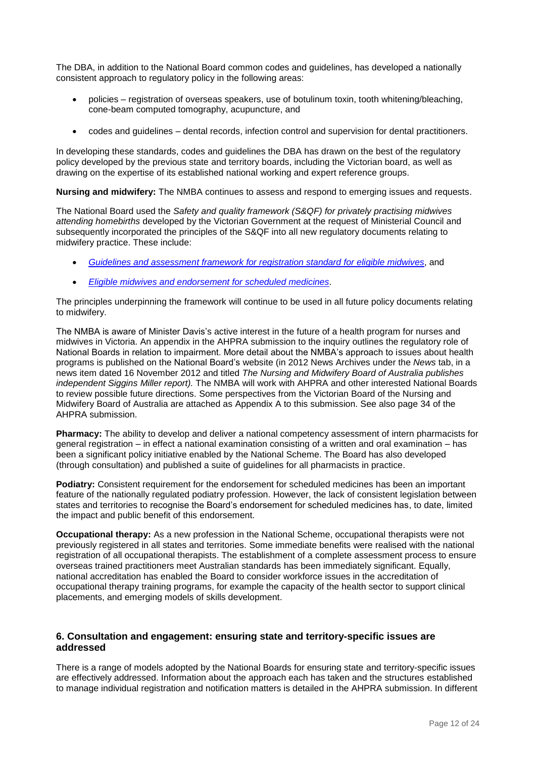The DBA, in addition to the National Board common codes and guidelines, has developed a nationally consistent approach to regulatory policy in the following areas:

- policies – registration of overseas speakers, use of botulinum toxin, tooth whitening/bleaching, cone-beam computed tomography, acupuncture, and
- codes and guidelines – dental records, infection control and supervision for dental practitioners.

In developing these standards, codes and guidelines the DBA has drawn on the best of the regulatory policy developed by the previous state and territory boards, including the Victorian board, as well as drawing on the expertise of its established national working and expert reference groups.

**Nursing and midwifery:** The NMBA continues to assess and respond to emerging issues and requests.

The National Board used the *Safety and quality framework (S&QF) for privately practising midwives attending homebirths* developed by the Victorian Government at the request of Ministerial Council and subsequently incorporated the principles of the S&QF into all new regulatory documents relating to midwifery practice. These include:

- *Guidelines and assessment framework for registration standard for eligible midwives*, and
- *Eligible midwives and endorsement for scheduled medicines*.

The principles underpinning the framework will continue to be used in all future policy documents relating to midwifery.

The NMBA is aware of Minister Davis's active interest in the future of a health program for nurses and midwives in Victoria. An appendix in the AHPRA submission to the inquiry outlines the regulatory role of National Boards in relation to impairment. More detail about the NMBA's approach to issues about health programs is published on the National Board's website (in 2012 News Archives under the *News* tab, in a news item dated 16 November 2012 and titled *The Nursing and Midwifery Board of Australia publishes independent Siggins Miller report).* The NMBA will work with AHPRA and other interested National Boards to review possible future directions. Some perspectives from the Victorian Board of the Nursing and Midwifery Board of Australia are attached as Appendix A to this submission. See also page 34 of the AHPRA submission.

**Pharmacy:** The ability to develop and deliver a national competency assessment of intern pharmacists for general registration – in effect a national examination consisting of a written and oral examination – has been a significant policy initiative enabled by the National Scheme. The Board has also developed (through consultation) and published a suite of guidelines for all pharmacists in practice.

**Podiatry:** Consistent requirement for the endorsement for scheduled medicines has been an important feature of the nationally regulated podiatry profession. However, the lack of consistent legislation between states and territories to recognise the Board's endorsement for scheduled medicines has, to date, limited the impact and public benefit of this endorsement.

**Occupational therapy:** As a new profession in the National Scheme, occupational therapists were not previously registered in all states and territories. Some immediate benefits were realised with the national registration of all occupational therapists. The establishment of a complete assessment process to ensure overseas trained practitioners meet Australian standards has been immediately significant. Equally, national accreditation has enabled the Board to consider workforce issues in the accreditation of occupational therapy training programs, for example the capacity of the health sector to support clinical placements, and emerging models of skills development.

## 6. Consultation and engagement: ensuring state and territory-specific issues are addressed

There is a range of models adopted by the National Boards for ensuring state and territory-specific issues are effectively addressed. Information about the approach each has taken and the structures established to manage individual registration and notification matters is detailed in the AHPRA submission. In different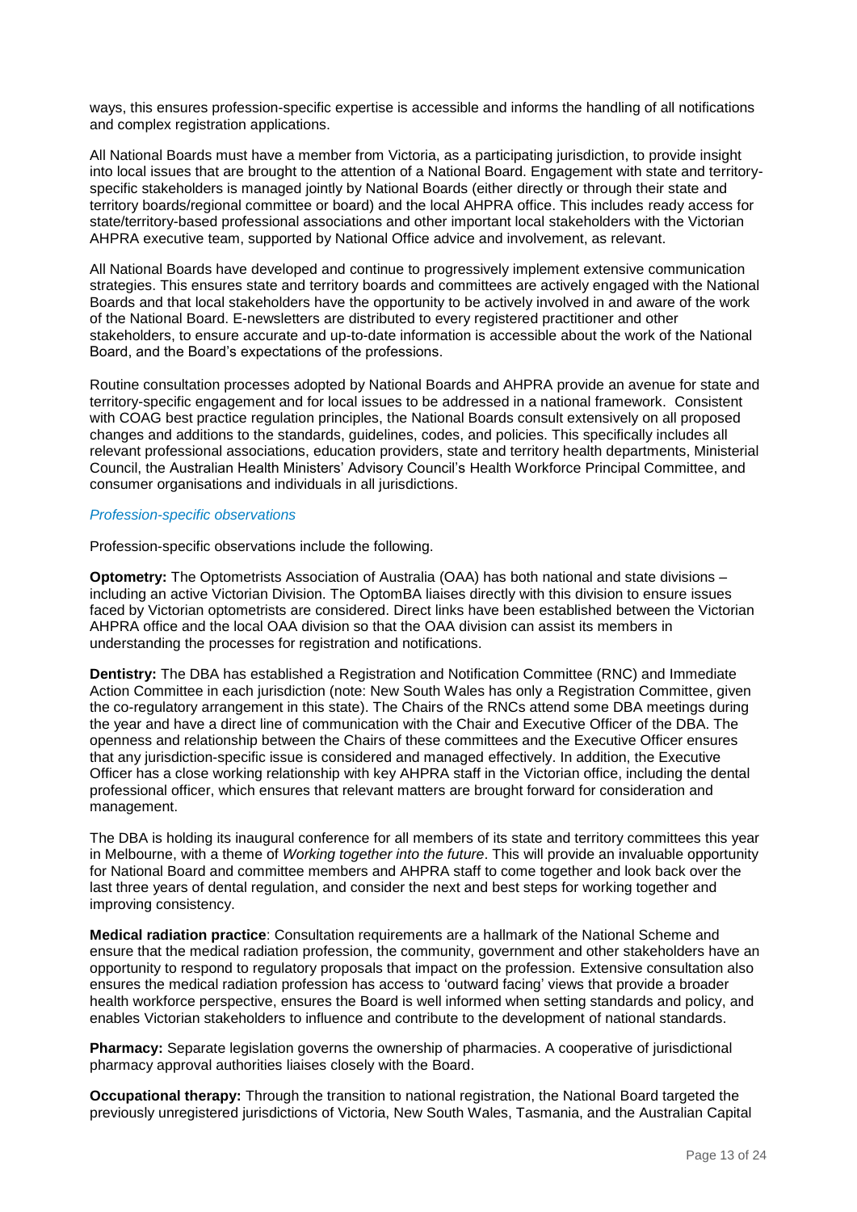ways, this ensures profession-specific expertise is accessible and informs the handling of all notifications and complex registration applications.

All National Boards must have a member from Victoria, as a participating jurisdiction, to provide insight into local issues that are brought to the attention of a National Board. Engagement with state and territory-specific stakeholders is managed jointly by National Boards (either directly or through their state and territory boards/regional committee or board) and the local AHPRA office. This includes ready access for state/territory-based professional associations and other important local stakeholders with the Victorian AHPRA executive team, supported by National Office advice and involvement, as relevant.

All National Boards have developed and continue to progressively implement extensive communication strategies. This ensures state and territory boards and committees are actively engaged with the National Boards and that local stakeholders have the opportunity to be actively involved in and aware of the work of the National Board. E-newsletters are distributed to every registered practitioner and other stakeholders, to ensure accurate and up-to-date information is accessible about the work of the National Board, and the Board's expectations of the professions.

Routine consultation processes adopted by National Boards and AHPRA provide an avenue for state and territory-specific engagement and for local issues to be addressed in a national framework. Consistent with COAG best practice regulation principles, the National Boards consult extensively on all proposed changes and additions to the standards, guidelines, codes, and policies. This specifically includes all relevant professional associations, education providers, state and territory health departments, Ministerial Council, the Australian Health Ministers' Advisory Council's Health Workforce Principal Committee, and consumer organisations and individuals in all jurisdictions.

*Profession-specific observations*

Profession-specific observations include the following.

**Optometry:** The Optometrists Association of Australia (OAA) has both national and state divisions – including an active Victorian Division. The OptomBA liaises directly with this division to ensure issues faced by Victorian optometrists are considered. Direct links have been established between the Victorian AHPRA office and the local OAA division so that the OAA division can assist its members in understanding the processes for registration and notifications.

**Dentistry:** The DBA has established a Registration and Notification Committee (RNC) and Immediate Action Committee in each jurisdiction (note: New South Wales has only a Registration Committee, given the co-regulatory arrangement in this state). The Chairs of the RNCs attend some DBA meetings during the year and have a direct line of communication with the Chair and Executive Officer of the DBA. The openness and relationship between the Chairs of these committees and the Executive Officer ensures that any jurisdiction-specific issue is considered and managed effectively. In addition, the Executive Officer has a close working relationship with key AHPRA staff in the Victorian office, including the dental professional officer, which ensures that relevant matters are brought forward for consideration and management.

The DBA is holding its inaugural conference for all members of its state and territory committees this year in Melbourne, with a theme of *Working together into the future*. This will provide an invaluable opportunity for National Board and committee members and AHPRA staff to come together and look back over the last three years of dental regulation, and consider the next and best steps for working together and improving consistency.

**Medical radiation practice**: Consultation requirements are a hallmark of the National Scheme and ensure that the medical radiation profession, the community, government and other stakeholders have an opportunity to respond to regulatory proposals that impact on the profession. Extensive consultation also ensures the medical radiation profession has access to 'outward facing' views that provide a broader health workforce perspective, ensures the Board is well informed when setting standards and policy, and enables Victorian stakeholders to influence and contribute to the development of national standards.

**Pharmacy:** Separate legislation governs the ownership of pharmacies. A cooperative of jurisdictional pharmacy approval authorities liaises closely with the Board.

**Occupational therapy:** Through the transition to national registration, the National Board targeted the previously unregistered jurisdictions of Victoria, New South Wales, Tasmania, and the Australian Capital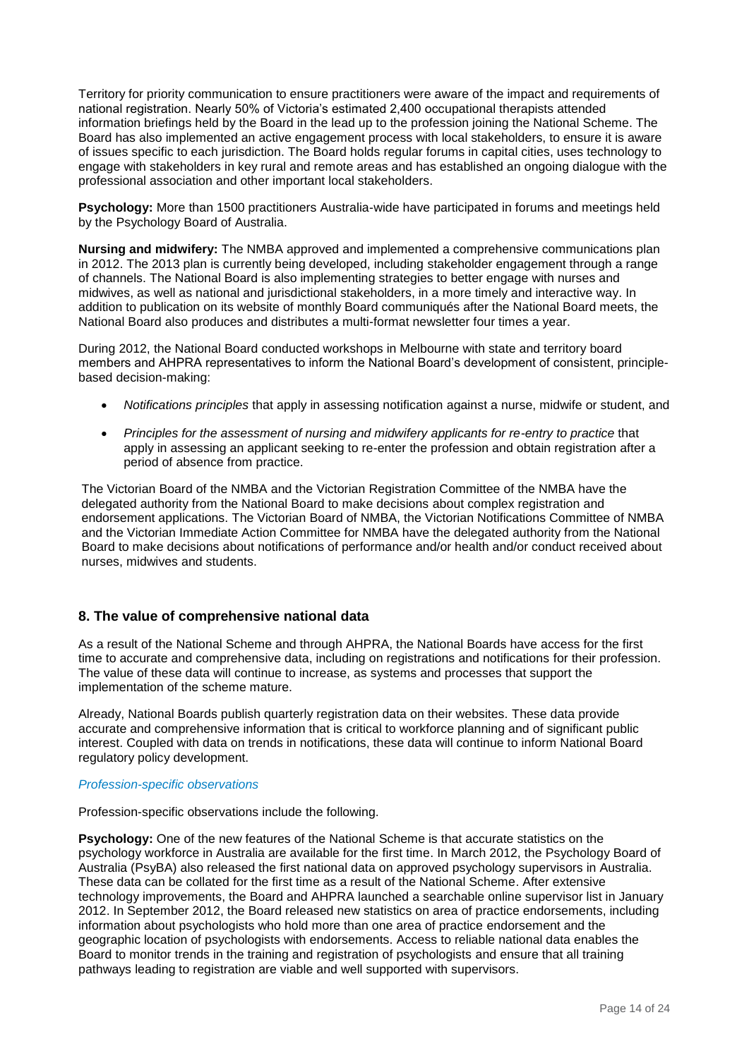Territory for priority communication to ensure practitioners were aware of the impact and requirements of national registration. Nearly 50% of Victoria's estimated 2,400 occupational therapists attended information briefings held by the Board in the lead up to the profession joining the National Scheme. The Board has also implemented an active engagement process with local stakeholders, to ensure it is aware of issues specific to each jurisdiction. The Board holds regular forums in capital cities, uses technology to engage with stakeholders in key rural and remote areas and has established an ongoing dialogue with the professional association and other important local stakeholders.

**Psychology:** More than 1500 practitioners Australia-wide have participated in forums and meetings held by the Psychology Board of Australia.

**Nursing and midwifery:** The NMBA approved and implemented a comprehensive communications plan in 2012. The 2013 plan is currently being developed, including stakeholder engagement through a range of channels. The National Board is also implementing strategies to better engage with nurses and midwives, as well as national and jurisdictional stakeholders, in a more timely and interactive way. In addition to publication on its website of monthly Board communiqués after the National Board meets, the National Board also produces and distributes a multi-format newsletter four times a year.

During 2012, the National Board conducted workshops in Melbourne with state and territory board members and AHPRA representatives to inform the National Board's development of consistent, principle-based decision-making:

- *Notifications principles* that apply in assessing notification against a nurse, midwife or student, and
- *Principles for the assessment of nursing and midwifery applicants for re-entry to practice* that apply in assessing an applicant seeking to re-enter the profession and obtain registration after a period of absence from practice.

The Victorian Board of the NMBA and the Victorian Registration Committee of the NMBA have the delegated authority from the National Board to make decisions about complex registration and endorsement applications. The Victorian Board of NMBA, the Victorian Notifications Committee of NMBA and the Victorian Immediate Action Committee for NMBA have the delegated authority from the National Board to make decisions about notifications of performance and/or health and/or conduct received about nurses, midwives and students.

## 8. The value of comprehensive national data

As a result of the National Scheme and through AHPRA, the National Boards have access for the first time to accurate and comprehensive data, including on registrations and notifications for their profession. The value of these data will continue to increase, as systems and processes that support the implementation of the scheme mature.

Already, National Boards publish quarterly registration data on their websites. These data provide accurate and comprehensive information that is critical to workforce planning and of significant public interest. Coupled with data on trends in notifications, these data will continue to inform National Board regulatory policy development.

### *Profession-specific observations*

Profession-specific observations include the following.

**Psychology:** One of the new features of the National Scheme is that accurate statistics on the psychology workforce in Australia are available for the first time. In March 2012, the Psychology Board of Australia (PsyBA) also released the first national data on approved psychology supervisors in Australia. These data can be collated for the first time as a result of the National Scheme. After extensive technology improvements, the Board and AHPRA launched a searchable online supervisor list in January 2012. In September 2012, the Board released new statistics on area of practice endorsements, including information about psychologists who hold more than one area of practice endorsement and the geographic location of psychologists with endorsements. Access to reliable national data enables the Board to monitor trends in the training and registration of psychologists and ensure that all training pathways leading to registration are viable and well supported with supervisors.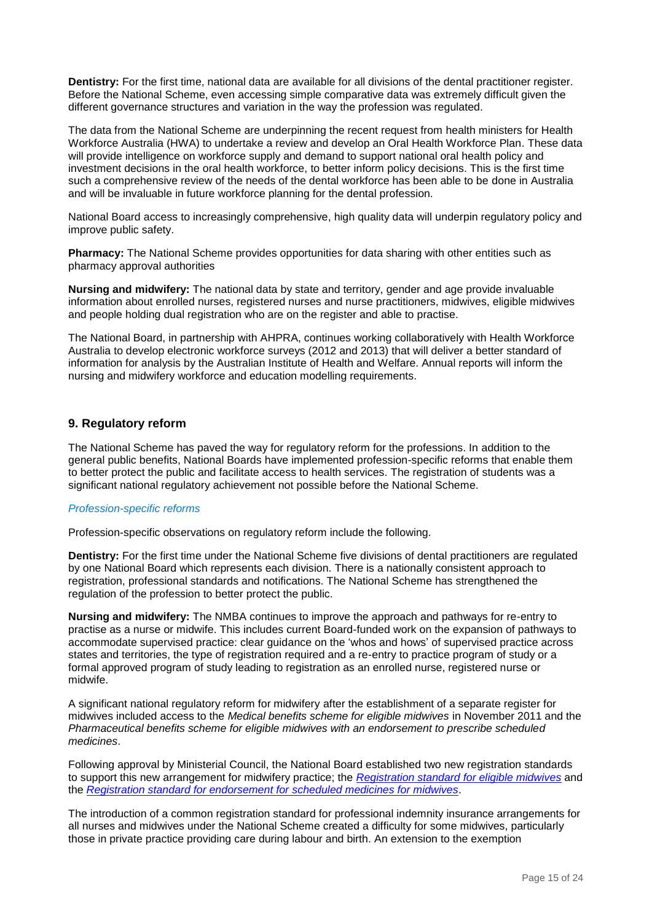**Dentistry:** For the first time, national data are available for all divisions of the dental practitioner register. Before the National Scheme, even accessing simple comparative data was extremely difficult given the different governance structures and variation in the way the profession was regulated.

The data from the National Scheme are underpinning the recent request from health ministers for Health Workforce Australia (HWA) to undertake a review and develop an Oral Health Workforce Plan. These data will provide intelligence on workforce supply and demand to support national oral health policy and investment decisions in the oral health workforce, to better inform policy decisions. This is the first time such a comprehensive review of the needs of the dental workforce has been able to be done in Australia and will be invaluable in future workforce planning for the dental profession.

National Board access to increasingly comprehensive, high quality data will underpin regulatory policy and improve public safety.

**Pharmacy:** The National Scheme provides opportunities for data sharing with other entities such as pharmacy approval authorities

**Nursing and midwifery:** The national data by state and territory, gender and age provide invaluable information about enrolled nurses, registered nurses and nurse practitioners, midwives, eligible midwives and people holding dual registration who are on the register and able to practise.

The National Board, in partnership with AHPRA, continues working collaboratively with Health Workforce Australia to develop electronic workforce surveys (2012 and 2013) that will deliver a better standard of information for analysis by the Australian Institute of Health and Welfare. Annual reports will inform the nursing and midwifery workforce and education modelling requirements.

## 9. Regulatory reform

The National Scheme has paved the way for regulatory reform for the professions. In addition to the general public benefits, National Boards have implemented profession-specific reforms that enable them to better protect the public and facilitate access to health services. The registration of students was a significant national regulatory achievement not possible before the National Scheme.

### *Profession-specific reforms*

Profession-specific observations on regulatory reform include the following.

**Dentistry:** For the first time under the National Scheme five divisions of dental practitioners are regulated by one National Board which represents each division. There is a nationally consistent approach to registration, professional standards and notifications. The National Scheme has strengthened the regulation of the profession to better protect the public.

**Nursing and midwifery:** The NMBA continues to improve the approach and pathways for re-entry to practise as a nurse or midwife. This includes current Board-funded work on the expansion of pathways to accommodate supervised practice: clear guidance on the 'whos and hows' of supervised practice across states and territories, the type of registration required and a re-entry to practice program of study or a formal approved program of study leading to registration as an enrolled nurse, registered nurse or midwife.

A significant national regulatory reform for midwifery after the establishment of a separate register for midwives included access to the *Medical benefits scheme for eligible midwives* in November 2011 and the *Pharmaceutical benefits scheme for eligible midwives with an endorsement to prescribe scheduled medicines*.

Following approval by Ministerial Council, the National Board established two new registration standards to support this new arrangement for midwifery practice; the *Registration standard for eligible midwives* and the *Registration standard for endorsement for scheduled medicines for midwives*.

The introduction of a common registration standard for professional indemnity insurance arrangements for all nurses and midwives under the National Scheme created a difficulty for some midwives, particularly those in private practice providing care during labour and birth. An extension to the exemption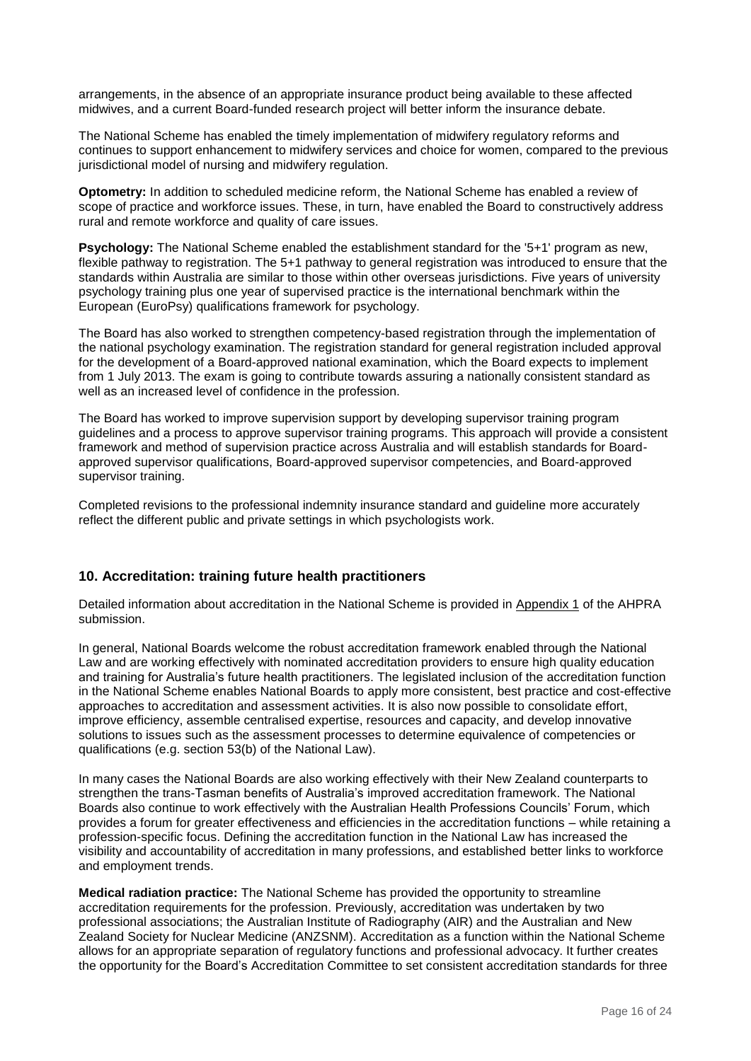arrangements, in the absence of an appropriate insurance product being available to these affected midwives, and a current Board-funded research project will better inform the insurance debate.

The National Scheme has enabled the timely implementation of midwifery regulatory reforms and continues to support enhancement to midwifery services and choice for women, compared to the previous jurisdictional model of nursing and midwifery regulation.

**Optometry:** In addition to scheduled medicine reform, the National Scheme has enabled a review of scope of practice and workforce issues. These, in turn, have enabled the Board to constructively address rural and remote workforce and quality of care issues.

**Psychology:** The National Scheme enabled the establishment standard for the '5+1' program as new, flexible pathway to registration. The 5+1 pathway to general registration was introduced to ensure that the standards within Australia are similar to those within other overseas jurisdictions. Five years of university psychology training plus one year of supervised practice is the international benchmark within the European (EuroPsy) qualifications framework for psychology.

The Board has also worked to strengthen competency-based registration through the implementation of the national psychology examination. The registration standard for general registration included approval for the development of a Board-approved national examination, which the Board expects to implement from 1 July 2013. The exam is going to contribute towards assuring a nationally consistent standard as well as an increased level of confidence in the profession.

The Board has worked to improve supervision support by developing supervisor training program guidelines and a process to approve supervisor training programs. This approach will provide a consistent framework and method of supervision practice across Australia and will establish standards for Board-approved supervisor qualifications, Board-approved supervisor competencies, and Board-approved supervisor training.

Completed revisions to the professional indemnity insurance standard and guideline more accurately reflect the different public and private settings in which psychologists work.

## 10. Accreditation: training future health practitioners

Detailed information about accreditation in the National Scheme is provided in Appendix 1 of the AHPRA submission.

In general, National Boards welcome the robust accreditation framework enabled through the National Law and are working effectively with nominated accreditation providers to ensure high quality education and training for Australia's future health practitioners. The legislated inclusion of the accreditation function in the National Scheme enables National Boards to apply more consistent, best practice and cost-effective approaches to accreditation and assessment activities. It is also now possible to consolidate effort, improve efficiency, assemble centralised expertise, resources and capacity, and develop innovative solutions to issues such as the assessment processes to determine equivalence of competencies or qualifications (e.g. section 53(b) of the National Law).

In many cases the National Boards are also working effectively with their New Zealand counterparts to strengthen the trans-Tasman benefits of Australia's improved accreditation framework. The National Boards also continue to work effectively with the Australian Health Professions Councils' Forum, which provides a forum for greater effectiveness and efficiencies in the accreditation functions – while retaining a profession-specific focus. Defining the accreditation function in the National Law has increased the visibility and accountability of accreditation in many professions, and established better links to workforce and employment trends.

**Medical radiation practice:** The National Scheme has provided the opportunity to streamline accreditation requirements for the profession. Previously, accreditation was undertaken by two professional associations; the Australian Institute of Radiography (AIR) and the Australian and New Zealand Society for Nuclear Medicine (ANZSNM). Accreditation as a function within the National Scheme allows for an appropriate separation of regulatory functions and professional advocacy. It further creates the opportunity for the Board's Accreditation Committee to set consistent accreditation standards for three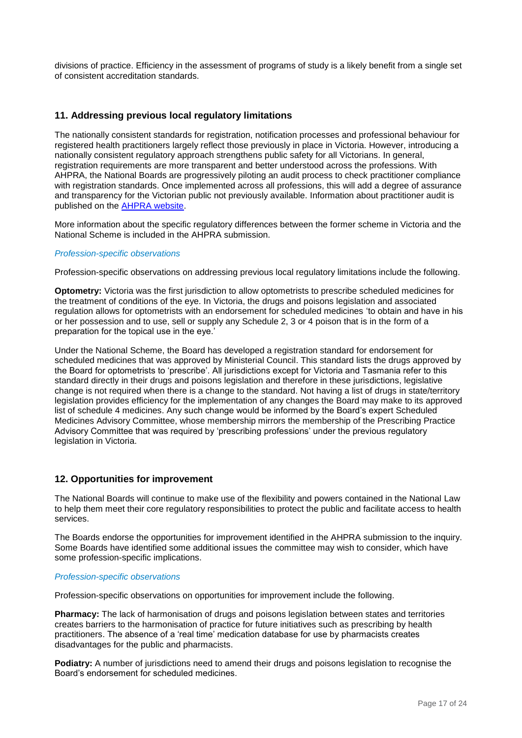divisions of practice. Efficiency in the assessment of programs of study is a likely benefit from a single set of consistent accreditation standards.

## 11. Addressing previous local regulatory limitations

The nationally consistent standards for registration, notification processes and professional behaviour for registered health practitioners largely reflect those previously in place in Victoria. However, introducing a nationally consistent regulatory approach strengthens public safety for all Victorians. In general, registration requirements are more transparent and better understood across the professions. With AHPRA, the National Boards are progressively piloting an audit process to check practitioner compliance with registration standards. Once implemented across all professions, this will add a degree of assurance and transparency for the Victorian public not previously available. Information about practitioner audit is published on the AHPRA website.

More information about the specific regulatory differences between the former scheme in Victoria and the National Scheme is included in the AHPRA submission.

*Profession-specific observations*

Profession-specific observations on addressing previous local regulatory limitations include the following.

**Optometry:** Victoria was the first jurisdiction to allow optometrists to prescribe scheduled medicines for the treatment of conditions of the eye. In Victoria, the drugs and poisons legislation and associated regulation allows for optometrists with an endorsement for scheduled medicines 'to obtain and have in his or her possession and to use, sell or supply any Schedule 2, 3 or 4 poison that is in the form of a preparation for the topical use in the eye.'

Under the National Scheme, the Board has developed a registration standard for endorsement for scheduled medicines that was approved by Ministerial Council. This standard lists the drugs approved by the Board for optometrists to 'prescribe'. All jurisdictions except for Victoria and Tasmania refer to this standard directly in their drugs and poisons legislation and therefore in these jurisdictions, legislative change is not required when there is a change to the standard. Not having a list of drugs in state/territory legislation provides efficiency for the implementation of any changes the Board may make to its approved list of schedule 4 medicines. Any such change would be informed by the Board's expert Scheduled Medicines Advisory Committee, whose membership mirrors the membership of the Prescribing Practice Advisory Committee that was required by 'prescribing professions' under the previous regulatory legislation in Victoria.

## 12. Opportunities for improvement

The National Boards will continue to make use of the flexibility and powers contained in the National Law to help them meet their core regulatory responsibilities to protect the public and facilitate access to health services.

The Boards endorse the opportunities for improvement identified in the AHPRA submission to the inquiry. Some Boards have identified some additional issues the committee may wish to consider, which have some profession-specific implications.

*Profession-specific observations*

Profession-specific observations on opportunities for improvement include the following.

**Pharmacy:** The lack of harmonisation of drugs and poisons legislation between states and territories creates barriers to the harmonisation of practice for future initiatives such as prescribing by health practitioners. The absence of a 'real time' medication database for use by pharmacists creates disadvantages for the public and pharmacists.

**Podiatry:** A number of jurisdictions need to amend their drugs and poisons legislation to recognise the Board's endorsement for scheduled medicines.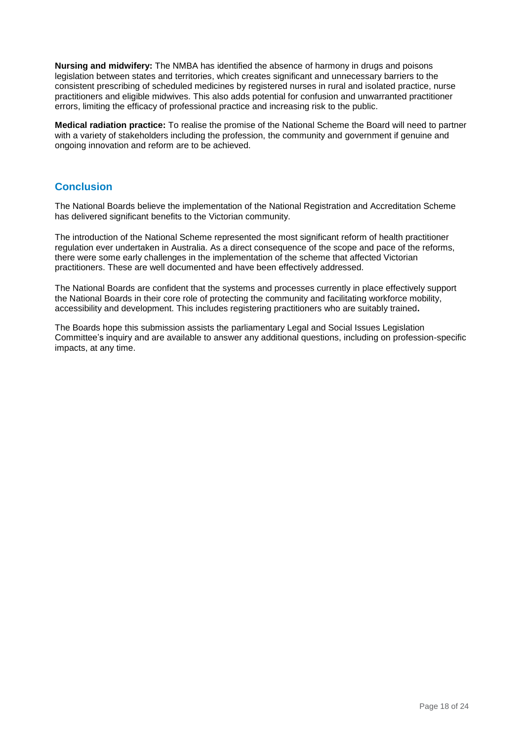**Nursing and midwifery:** The NMBA has identified the absence of harmony in drugs and poisons legislation between states and territories, which creates significant and unnecessary barriers to the consistent prescribing of scheduled medicines by registered nurses in rural and isolated practice, nurse practitioners and eligible midwives. This also adds potential for confusion and unwarranted practitioner errors, limiting the efficacy of professional practice and increasing risk to the public.

**Medical radiation practice:** To realise the promise of the National Scheme the Board will need to partner with a variety of stakeholders including the profession, the community and government if genuine and ongoing innovation and reform are to be achieved.

## Conclusion

The National Boards believe the implementation of the National Registration and Accreditation Scheme has delivered significant benefits to the Victorian community.

The introduction of the National Scheme represented the most significant reform of health practitioner regulation ever undertaken in Australia. As a direct consequence of the scope and pace of the reforms, there were some early challenges in the implementation of the scheme that affected Victorian practitioners. These are well documented and have been effectively addressed.

The National Boards are confident that the systems and processes currently in place effectively support the National Boards in their core role of protecting the community and facilitating workforce mobility, accessibility and development. This includes registering practitioners who are suitably trained.

The Boards hope this submission assists the parliamentary Legal and Social Issues Legislation Committee's inquiry and are available to answer any additional questions, including on profession-specific impacts, at any time.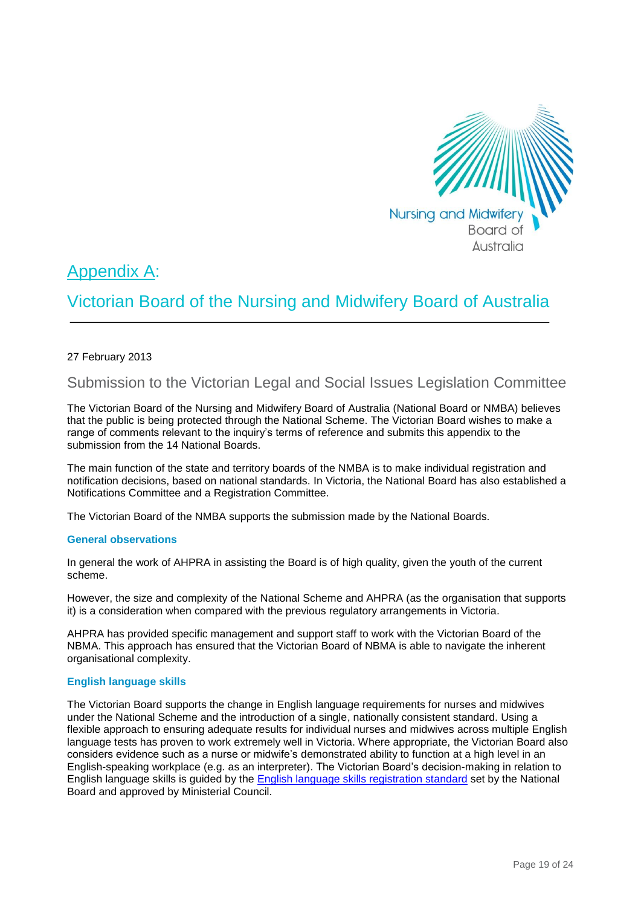# Appendix A:

# Victorian Board of the Nursing and Midwifery Board of Australia

27 February 2013

## Submission to the Victorian Legal and Social Issues Legislation Committee

The Victorian Board of the Nursing and Midwifery Board of Australia (National Board or NMBA) believes that the public is being protected through the National Scheme. The Victorian Board wishes to make a range of comments relevant to the inquiry's terms of reference and submits this appendix to the submission from the 14 National Boards.

The main function of the state and territory boards of the NMBA is to make individual registration and notification decisions, based on national standards. In Victoria, the National Board has also established a Notifications Committee and a Registration Committee.

The Victorian Board of the NMBA supports the submission made by the National Boards.

### General observations

In general the work of AHPRA in assisting the Board is of high quality, given the youth of the current scheme.

However, the size and complexity of the National Scheme and AHPRA (as the organisation that supports it) is a consideration when compared with the previous regulatory arrangements in Victoria.

AHPRA has provided specific management and support staff to work with the Victorian Board of the NBMA. This approach has ensured that the Victorian Board of NBMA is able to navigate the inherent organisational complexity.

### English language skills

The Victorian Board supports the change in English language requirements for nurses and midwives under the National Scheme and the introduction of a single, nationally consistent standard. Using a flexible approach to ensuring adequate results for individual nurses and midwives across multiple English language tests has proven to work extremely well in Victoria. Where appropriate, the Victorian Board also considers evidence such as a nurse or midwife's demonstrated ability to function at a high level in an English-speaking workplace (e.g. as an interpreter). The Victorian Board's decision-making in relation to English language skills is guided by the English language skills registration standard set by the National Board and approved by Ministerial Council.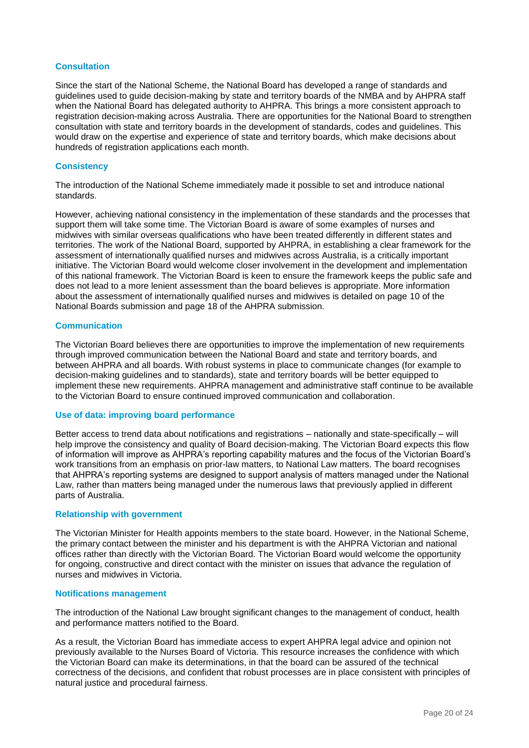### Consultation

Since the start of the National Scheme, the National Board has developed a range of standards and guidelines used to guide decision-making by state and territory boards of the NMBA and by AHPRA staff when the National Board has delegated authority to AHPRA. This brings a more consistent approach to registration decision-making across Australia. There are opportunities for the National Board to strengthen consultation with state and territory boards in the development of standards, codes and guidelines. This would draw on the expertise and experience of state and territory boards, which make decisions about hundreds of registration applications each month.

### Consistency

The introduction of the National Scheme immediately made it possible to set and introduce national standards.

However, achieving national consistency in the implementation of these standards and the processes that support them will take some time. The Victorian Board is aware of some examples of nurses and midwives with similar overseas qualifications who have been treated differently in different states and territories. The work of the National Board, supported by AHPRA, in establishing a clear framework for the assessment of internationally qualified nurses and midwives across Australia, is a critically important initiative. The Victorian Board would welcome closer involvement in the development and implementation of this national framework. The Victorian Board is keen to ensure the framework keeps the public safe and does not lead to a more lenient assessment than the board believes is appropriate. More information about the assessment of internationally qualified nurses and midwives is detailed on page 10 of the National Boards submission and page 18 of the AHPRA submission.

### Communication

The Victorian Board believes there are opportunities to improve the implementation of new requirements through improved communication between the National Board and state and territory boards, and between AHPRA and all boards. With robust systems in place to communicate changes (for example to decision-making guidelines and to standards), state and territory boards will be better equipped to implement these new requirements. AHPRA management and administrative staff continue to be available to the Victorian Board to ensure continued improved communication and collaboration.

### Use of data: improving board performance

Better access to trend data about notifications and registrations – nationally and state-specifically – will help improve the consistency and quality of Board decision-making. The Victorian Board expects this flow of information will improve as AHPRA's reporting capability matures and the focus of the Victorian Board's work transitions from an emphasis on prior-law matters, to National Law matters. The board recognises that AHPRA's reporting systems are designed to support analysis of matters managed under the National Law, rather than matters being managed under the numerous laws that previously applied in different parts of Australia.

### Relationship with government

The Victorian Minister for Health appoints members to the state board. However, in the National Scheme, the primary contact between the minister and his department is with the AHPRA Victorian and national offices rather than directly with the Victorian Board. The Victorian Board would welcome the opportunity for ongoing, constructive and direct contact with the minister on issues that advance the regulation of nurses and midwives in Victoria.

### Notifications management

The introduction of the National Law brought significant changes to the management of conduct, health and performance matters notified to the Board.

As a result, the Victorian Board has immediate access to expert AHPRA legal advice and opinion not previously available to the Nurses Board of Victoria. This resource increases the confidence with which the Victorian Board can make its determinations, in that the board can be assured of the technical correctness of the decisions, and confident that robust processes are in place consistent with principles of natural justice and procedural fairness.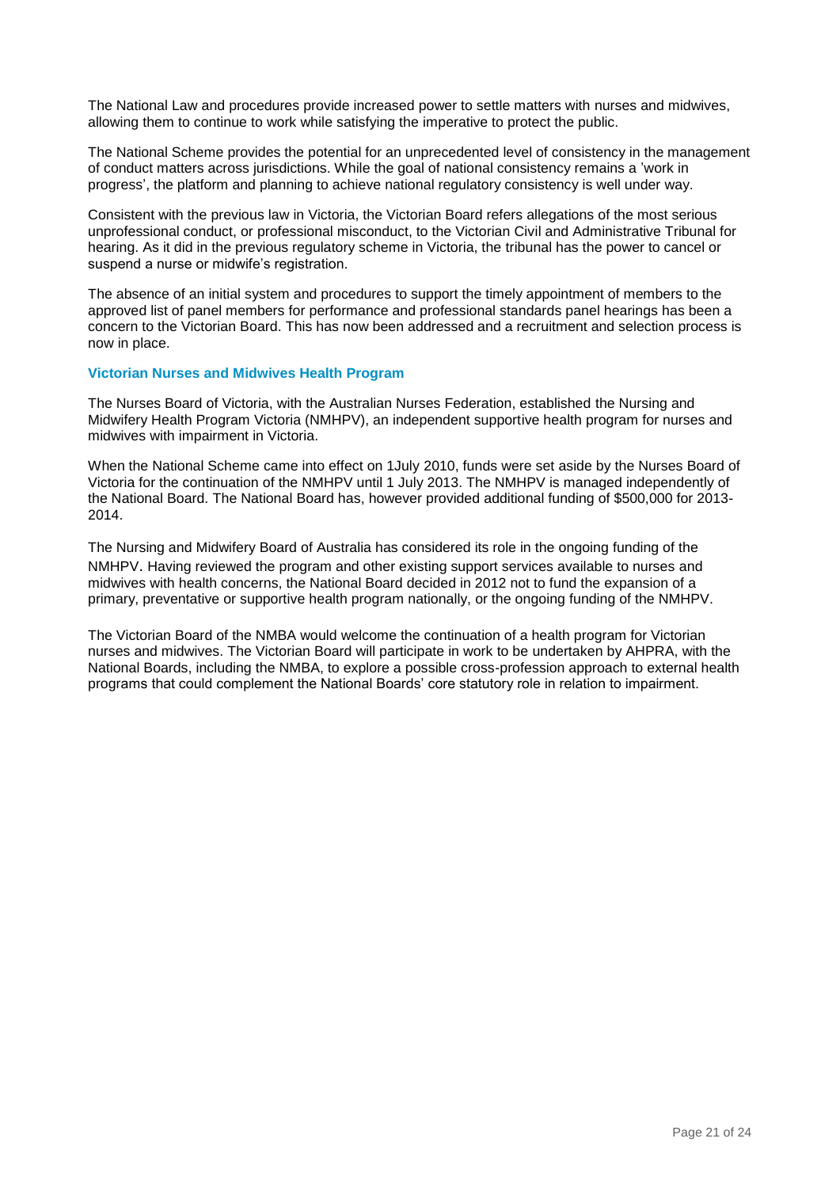The National Law and procedures provide increased power to settle matters with nurses and midwives, allowing them to continue to work while satisfying the imperative to protect the public.

The National Scheme provides the potential for an unprecedented level of consistency in the management of conduct matters across jurisdictions. While the goal of national consistency remains a 'work in progress', the platform and planning to achieve national regulatory consistency is well under way.

Consistent with the previous law in Victoria, the Victorian Board refers allegations of the most serious unprofessional conduct, or professional misconduct, to the Victorian Civil and Administrative Tribunal for hearing. As it did in the previous regulatory scheme in Victoria, the tribunal has the power to cancel or suspend a nurse or midwife's registration.

The absence of an initial system and procedures to support the timely appointment of members to the approved list of panel members for performance and professional standards panel hearings has been a concern to the Victorian Board. This has now been addressed and a recruitment and selection process is now in place.

### Victorian Nurses and Midwives Health Program

The Nurses Board of Victoria, with the Australian Nurses Federation, established the Nursing and Midwifery Health Program Victoria (NMHPV), an independent supportive health program for nurses and midwives with impairment in Victoria.

When the National Scheme came into effect on 1July 2010, funds were set aside by the Nurses Board of Victoria for the continuation of the NMHPV until 1 July 2013. The NMHPV is managed independently of the National Board. The National Board has, however provided additional funding of $500,000 for 2013-2014.

The Nursing and Midwifery Board of Australia has considered its role in the ongoing funding of the NMHPV. Having reviewed the program and other existing support services available to nurses and midwives with health concerns, the National Board decided in 2012 not to fund the expansion of a primary, preventative or supportive health program nationally, or the ongoing funding of the NMHPV.

The Victorian Board of the NMBA would welcome the continuation of a health program for Victorian nurses and midwives. The Victorian Board will participate in work to be undertaken by AHPRA, with the National Boards, including the NMBA, to explore a possible cross-profession approach to external health programs that could complement the National Boards' core statutory role in relation to impairment.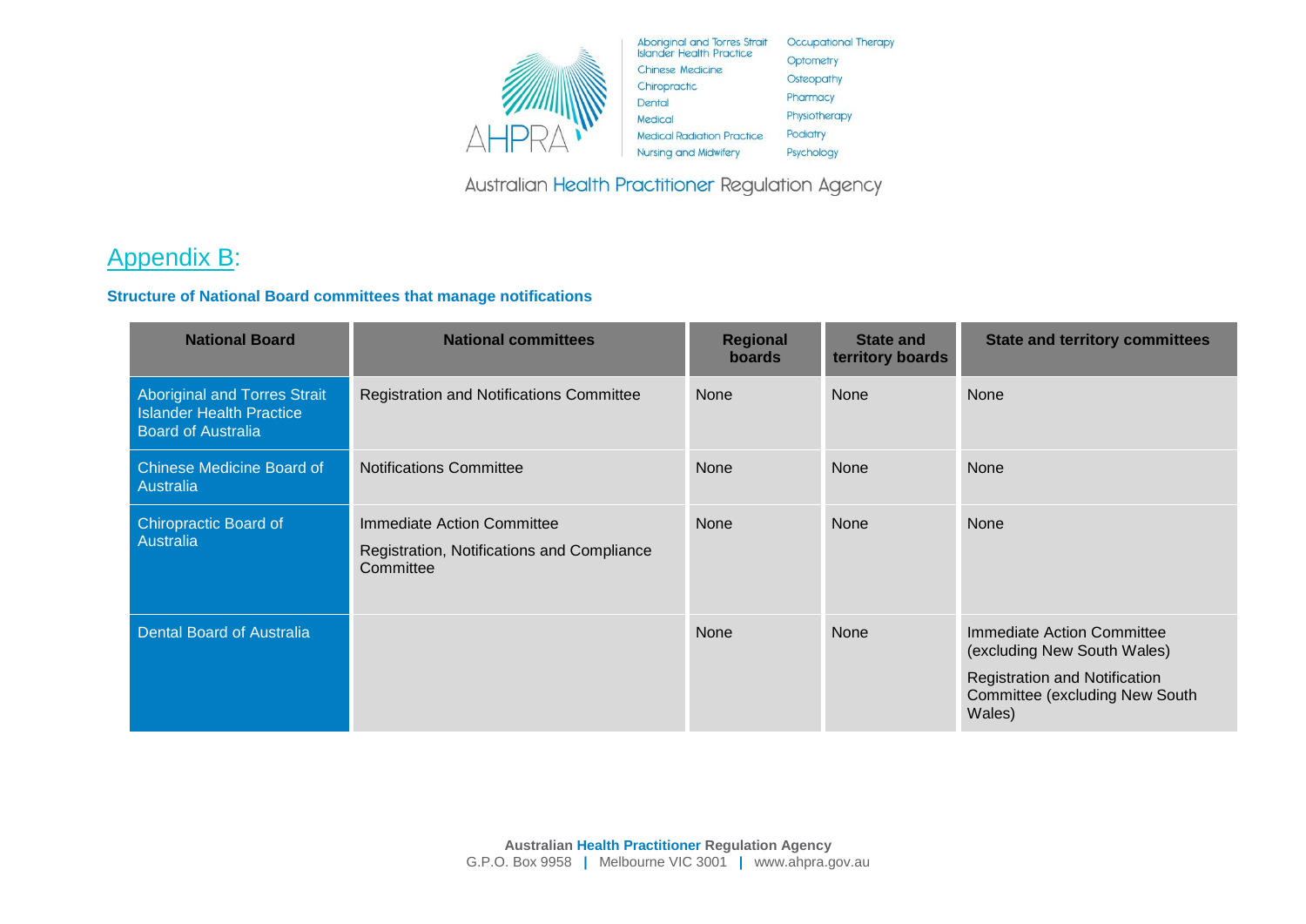## Appendix B:

**Structure of National Board committees that manage notifications**

| National Board | National committees | Regional boards | State and territory boards | State and territory committees |
|---|---|---|---|---|
| Aboriginal and Torres Strait Islander Health Practice Board of Australia | Registration and Notifications Committee | None | None | None |
| Chinese Medicine Board of Australia | Notifications Committee | None | None | None |
| Chiropractic Board of Australia | Immediate Action Committee<br>Registration, Notifications and Compliance Committee | None | None | None |
| Dental Board of Australia | | None | None | Immediate Action Committee (excluding New South Wales)<br>Registration and Notification Committee (excluding New South Wales) |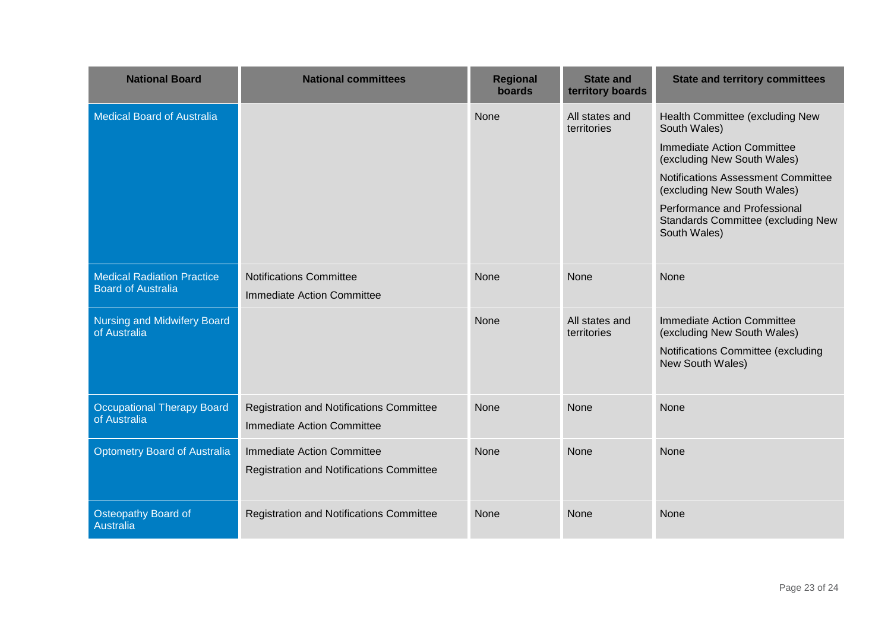| National Board | National committees | Regional boards | State and territory boards | State and territory committees |
| --- | --- | --- | --- | --- |
| Medical Board of Australia | | None | All states and territories | Health Committee (excluding New South Wales)<br>Immediate Action Committee (excluding New South Wales)<br>Notifications Assessment Committee (excluding New South Wales)<br>Performance and Professional Standards Committee (excluding New South Wales) |
| Medical Radiation Practice Board of Australia | Notifications Committee<br>Immediate Action Committee | None | None | None |
| Nursing and Midwifery Board of Australia | | None | All states and territories | Immediate Action Committee (excluding New South Wales)<br>Notifications Committee (excluding New South Wales) |
| Occupational Therapy Board of Australia | Registration and Notifications Committee<br>Immediate Action Committee | None | None | None |
| Optometry Board of Australia | Immediate Action Committee<br>Registration and Notifications Committee | None | None | None |
| Osteopathy Board of Australia | Registration and Notifications Committee | None | None | None |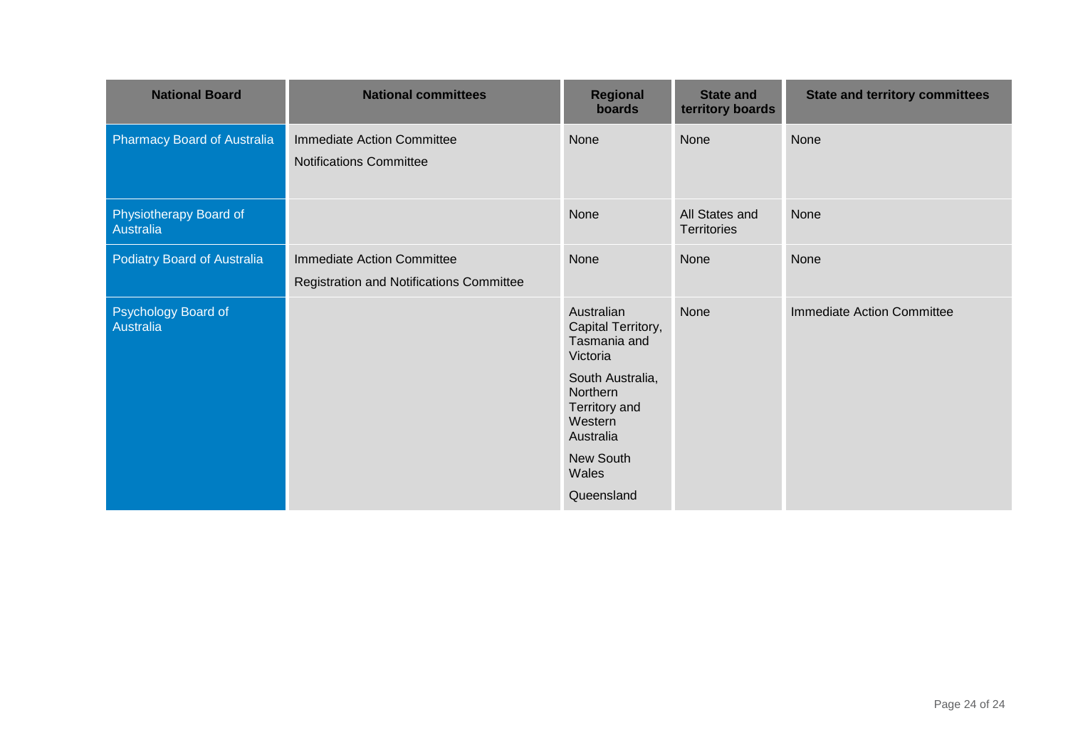| National Board | National committees | Regional boards | State and territory boards | State and territory committees |
|---|---|---|---|---|
| Pharmacy Board of Australia | Immediate Action Committee<br>Notifications Committee | None | None | None |
| Physiotherapy Board of Australia | | None | All States and Territories | None |
| Podiatry Board of Australia | Immediate Action Committee<br>Registration and Notifications Committee | None | None | None |
| Psychology Board of Australia | | Australian Capital Territory, Tasmania and Victoria<br>South Australia, Northern Territory and Western Australia<br>New South Wales<br>Queensland | None | Immediate Action Committee |